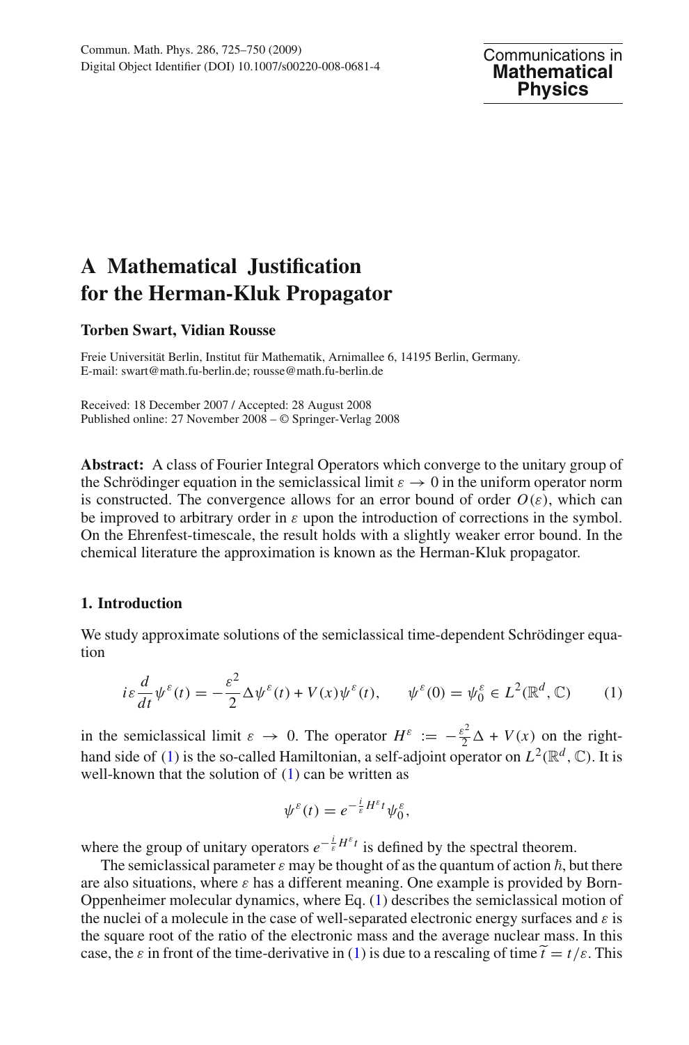# A Mathematical Justification for the Herman-Kluk Propagator

**Torben Swart, Vidian Rousse**

Freie Universität Berlin, Institut für Mathematik, Arnimallee 6, 14195 Berlin, Germany.
E-mail: swart@math.fu-berlin.de; rousse@math.fu-berlin.de

Received: 18 December 2007 / Accepted: 28 August 2008
Published online: 27 November 2008 – © Springer-Verlag 2008

**Abstract:** A class of Fourier Integral Operators which converge to the unitary group of the Schrödinger equation in the semiclassical limit $\varepsilon \to 0$ in the uniform operator norm is constructed. The convergence allows for an error bound of order $O(\varepsilon)$, which can be improved to arbitrary order in $\varepsilon$ upon the introduction of corrections in the symbol. On the Ehrenfest-timescale, the result holds with a slightly weaker error bound. In the chemical literature the approximation is known as the Herman-Kluk propagator.

## 1. Introduction

We study approximate solutions of the semiclassical time-dependent Schrödinger equation

$$i\varepsilon \frac{d}{dt}\psi^{\varepsilon}(t) = -\frac{\varepsilon^2}{2}\Delta\psi^{\varepsilon}(t) + V(x)\psi^{\varepsilon}(t), \qquad \psi^{\varepsilon}(0) = \psi_0^{\varepsilon} \in L^2(\mathbb{R}^d, \mathbb{C}) \tag{1}$$

in the semiclassical limit $\varepsilon \to 0$. The operator $H^{\varepsilon} := -\frac{\varepsilon^2}{2}\Delta + V(x)$ on the right-hand side of (1) is the so-called Hamiltonian, a self-adjoint operator on $L^2(\mathbb{R}^d, \mathbb{C})$. It is well-known that the solution of (1) can be written as

$$\psi^{\varepsilon}(t) = e^{-\frac{i}{\varepsilon}H^{\varepsilon}t}\psi_0^{\varepsilon},$$

where the group of unitary operators $e^{-\frac{i}{\varepsilon}H^{\varepsilon}t}$ is defined by the spectral theorem.

The semiclassical parameter $\varepsilon$ may be thought of as the quantum of action $\hbar$, but there are also situations, where $\varepsilon$ has a different meaning. One example is provided by Born-Oppenheimer molecular dynamics, where Eq. (1) describes the semiclassical motion of the nuclei of a molecule in the case of well-separated electronic energy surfaces and $\varepsilon$ is the square root of the ratio of the electronic mass and the average nuclear mass. In this case, the $\varepsilon$ in front of the time-derivative in (1) is due to a rescaling of time $\widetilde{t} = t/\varepsilon$. This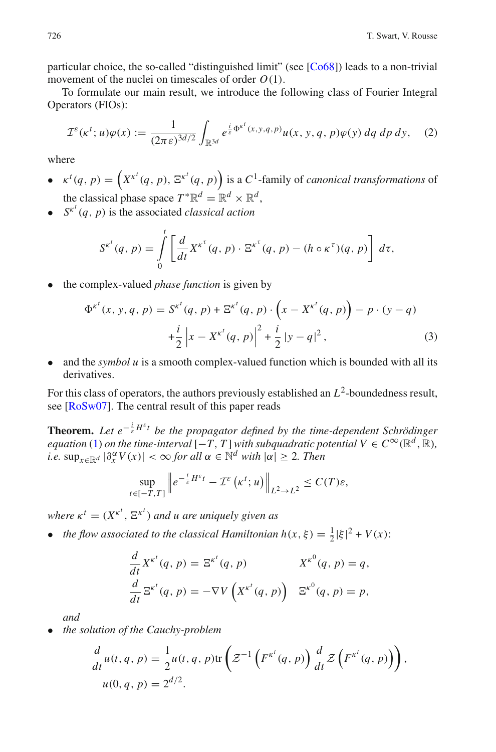particular choice, the so-called "distinguished limit" (see [Co68]) leads to a non-trivial movement of the nuclei on timescales of order $O(1)$.

To formulate our main result, we introduce the following class of Fourier Integral Operators (FIOs):

$$\mathcal{I}^\varepsilon(\kappa^t; u)\varphi(x) := \frac{1}{(2\pi\varepsilon)^{3d/2}} \int_{\mathbb{R}^{3d}} e^{\frac{i}{\varepsilon}\Phi^{\kappa^t}(x,y,q,p)} u(x,y,q,p)\varphi(y)\, dq\, dp\, dy, \tag{2}$$

where

- $\kappa^t(q,p) = \left(X^{\kappa^t}(q,p), \Xi^{\kappa^t}(q,p)\right)$ is a $C^1$-family of *canonical transformations* of the classical phase space $T^*\mathbb{R}^d = \mathbb{R}^d \times \mathbb{R}^d$,
- $S^{\kappa^t}(q,p)$ is the associated *classical action*

$$S^{\kappa^t}(q,p) = \int_0^t \left[ \frac{d}{dt} X^{\kappa^\tau}(q,p) \cdot \Xi^{\kappa^\tau}(q,p) - (h \circ \kappa^\tau)(q,p) \right] d\tau,$$

- the complex-valued *phase function* is given by

$$\begin{aligned}\Phi^{\kappa^t}(x,y,q,p) = S^{\kappa^t}(q,p) + \Xi^{\kappa^t}(q,p) \cdot \left(x - X^{\kappa^t}(q,p)\right) - p \cdot (y-q) \\ + \frac{i}{2}\left|x - X^{\kappa^t}(q,p)\right|^2 + \frac{i}{2}|y-q|^2,\end{aligned} \tag{3}$$

- and the *symbol* $u$ is a smooth complex-valued function which is bounded with all its derivatives.

For this class of operators, the authors previously established an $L^2$-boundedness result, see [RoSw07]. The central result of this paper reads

**Theorem.** *Let $e^{-\frac{i}{\varepsilon}H^\varepsilon t}$ be the propagator defined by the time-dependent Schrödinger equation (1) on the time-interval $[-T,T]$ with subquadratic potential $V \in C^\infty(\mathbb{R}^d, \mathbb{R})$, i.e. $\sup_{x\in\mathbb{R}^d} |\partial_x^\alpha V(x)| < \infty$ for all $\alpha \in \mathbb{N}^d$ with $|\alpha| \geq 2$. Then*

$$\sup_{t\in[-T,T]} \left\| e^{-\frac{i}{\varepsilon}H^\varepsilon t} - \mathcal{I}^\varepsilon\left(\kappa^t; u\right) \right\|_{L^2 \to L^2} \leq C(T)\varepsilon,$$

*where $\kappa^t = (X^{\kappa^t}, \Xi^{\kappa^t})$ and $u$ are uniquely given as*

- *the flow associated to the classical Hamiltonian $h(x,\xi) = \frac{1}{2}|\xi|^2 + V(x)$:*

$$\begin{aligned}\frac{d}{dt} X^{\kappa^t}(q,p) &= \Xi^{\kappa^t}(q,p) & X^{\kappa^0}(q,p) &= q, \\ \frac{d}{dt} \Xi^{\kappa^t}(q,p) &= -\nabla V\left(X^{\kappa^t}(q,p)\right) & \Xi^{\kappa^0}(q,p) &= p,\end{aligned}$$

  *and*

- *the solution of the Cauchy-problem*

$$\begin{aligned}\frac{d}{dt} u(t,q,p) &= \frac{1}{2} u(t,q,p) \operatorname{tr}\left( \mathcal{Z}^{-1}\left(F^{\kappa^t}(q,p)\right) \frac{d}{dt} \mathcal{Z}\left(F^{\kappa^t}(q,p)\right)\right), \\ u(0,q,p) &= 2^{d/2}.\end{aligned}$$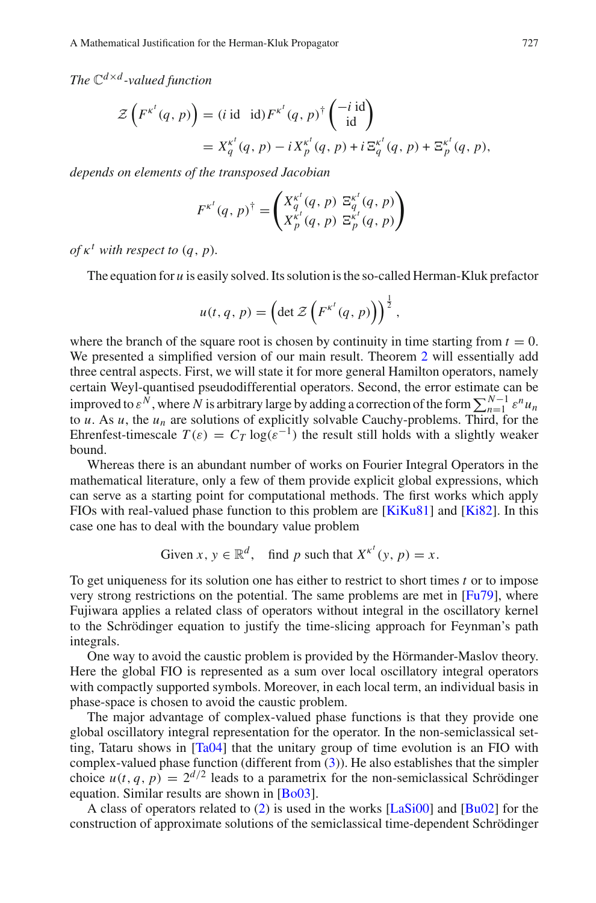*The $\mathbb{C}^{d\times d}$-valued function*

$$\mathcal{Z}\left(F^{\kappa^t}(q,p)\right) = (i\,\mathrm{id}\quad \mathrm{id})F^{\kappa^t}(q,p)^\dagger \begin{pmatrix} -i\,\mathrm{id} \\ \mathrm{id} \end{pmatrix}$$
$$= X_q^{\kappa^t}(q,p) - i\,X_p^{\kappa^t}(q,p) + i\,\Xi_q^{\kappa^t}(q,p) + \Xi_p^{\kappa^t}(q,p),$$

*depends on elements of the transposed Jacobian*

$$F^{\kappa^t}(q,p)^\dagger = \begin{pmatrix} X_q^{\kappa^t}(q,p) & \Xi_q^{\kappa^t}(q,p) \\ X_p^{\kappa^t}(q,p) & \Xi_p^{\kappa^t}(q,p) \end{pmatrix}$$

*of $\kappa^t$ with respect to $(q,p)$.*

The equation for $u$ is easily solved. Its solution is the so-called Herman-Kluk prefactor

$$u(t,q,p) = \left(\det \mathcal{Z}\left(F^{\kappa^t}(q,p)\right)\right)^{\frac{1}{2}},$$

where the branch of the square root is chosen by continuity in time starting from $t=0$. We presented a simplified version of our main result. Theorem 2 will essentially add three central aspects. First, we will state it for more general Hamilton operators, namely certain Weyl-quantised pseudodifferential operators. Second, the error estimate can be improved to $\varepsilon^N$, where $N$ is arbitrary large by adding a correction of the form $\sum_{n=1}^{N-1}\varepsilon^n u_n$ to $u$. As $u$, the $u_n$ are solutions of explicitly solvable Cauchy-problems. Third, for the Ehrenfest-timescale $T(\varepsilon) = C_T \log(\varepsilon^{-1})$ the result still holds with a slightly weaker bound.

Whereas there is an abundant number of works on Fourier Integral Operators in the mathematical literature, only a few of them provide explicit global expressions, which can serve as a starting point for computational methods. The first works which apply FIOs with real-valued phase function to this problem are [KiKu81] and [Ki82]. In this case one has to deal with the boundary value problem

$$\text{Given } x, y \in \mathbb{R}^d, \quad \text{find } p \text{ such that } X^{\kappa^t}(y,p) = x.$$

To get uniqueness for its solution one has either to restrict to short times $t$ or to impose very strong restrictions on the potential. The same problems are met in [Fu79], where Fujiwara applies a related class of operators without integral in the oscillatory kernel to the Schrödinger equation to justify the time-slicing approach for Feynman's path integrals.

One way to avoid the caustic problem is provided by the Hörmander-Maslov theory. Here the global FIO is represented as a sum over local oscillatory integral operators with compactly supported symbols. Moreover, in each local term, an individual basis in phase-space is chosen to avoid the caustic problem.

The major advantage of complex-valued phase functions is that they provide one global oscillatory integral representation for the operator. In the non-semiclassical setting, Tataru shows in [Ta04] that the unitary group of time evolution is an FIO with complex-valued phase function (different from (3)). He also establishes that the simpler choice $u(t,q,p) = 2^{d/2}$ leads to a parametrix for the non-semiclassical Schrödinger equation. Similar results are shown in [Bo03].

A class of operators related to (2) is used in the works [LaSi00] and [Bu02] for the construction of approximate solutions of the semiclassical time-dependent Schrödinger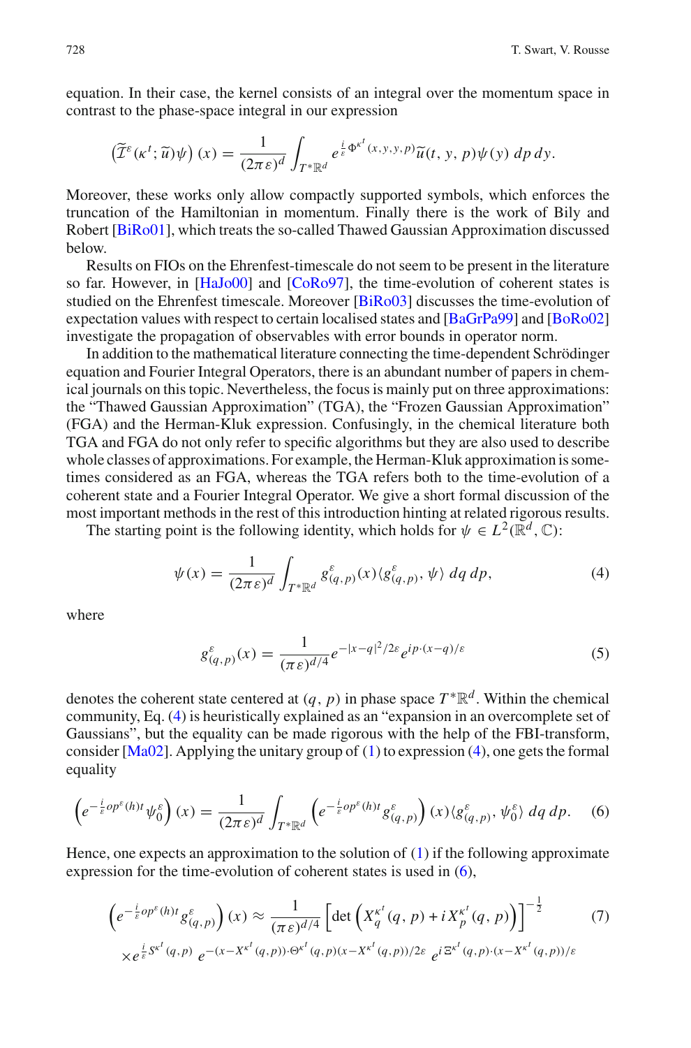equation. In their case, the kernel consists of an integral over the momentum space in contrast to the phase-space integral in our expression

$$\left(\widetilde{\mathcal{I}}^{\varepsilon}(\kappa^t;\widetilde{u})\psi\right)(x) = \frac{1}{(2\pi\varepsilon)^d}\int_{T^*\mathbb{R}^d} e^{\frac{i}{\varepsilon}\Phi^{\kappa^t}(x,y,y,p)}\widetilde{u}(t,y,p)\psi(y)\,dp\,dy.$$

Moreover, these works only allow compactly supported symbols, which enforces the truncation of the Hamiltonian in momentum. Finally there is the work of Bily and Robert [BiRo01], which treats the so-called Thawed Gaussian Approximation discussed below.

Results on FIOs on the Ehrenfest-timescale do not seem to be present in the literature so far. However, in [HaJo00] and [CoRo97], the time-evolution of coherent states is studied on the Ehrenfest timescale. Moreover [BiRo03] discusses the time-evolution of expectation values with respect to certain localised states and [BaGrPa99] and [BoRo02] investigate the propagation of observables with error bounds in operator norm.

In addition to the mathematical literature connecting the time-dependent Schrödinger equation and Fourier Integral Operators, there is an abundant number of papers in chemical journals on this topic. Nevertheless, the focus is mainly put on three approximations: the "Thawed Gaussian Approximation" (TGA), the "Frozen Gaussian Approximation" (FGA) and the Herman-Kluk expression. Confusingly, in the chemical literature both TGA and FGA do not only refer to specific algorithms but they are also used to describe whole classes of approximations. For example, the Herman-Kluk approximation is sometimes considered as an FGA, whereas the TGA refers both to the time-evolution of a coherent state and a Fourier Integral Operator. We give a short formal discussion of the most important methods in the rest of this introduction hinting at related rigorous results.

The starting point is the following identity, which holds for $\psi \in L^2(\mathbb{R}^d, \mathbb{C})$:

$$\psi(x) = \frac{1}{(2\pi\varepsilon)^d}\int_{T^*\mathbb{R}^d} g^{\varepsilon}_{(q,p)}(x)\langle g^{\varepsilon}_{(q,p)}, \psi\rangle\,dq\,dp, \tag{4}$$

where

$$g^{\varepsilon}_{(q,p)}(x) = \frac{1}{(\pi\varepsilon)^{d/4}}e^{-|x-q|^2/2\varepsilon}e^{ip\cdot(x-q)/\varepsilon} \tag{5}$$

denotes the coherent state centered at $(q,p)$ in phase space $T^*\mathbb{R}^d$. Within the chemical community, Eq. (4) is heuristically explained as an "expansion in an overcomplete set of Gaussians", but the equality can be made rigorous with the help of the FBI-transform, consider [Ma02]. Applying the unitary group of (1) to expression (4), one gets the formal equality

$$\left(e^{-\frac{i}{\varepsilon}op^{\varepsilon}(h)t}\psi^{\varepsilon}_0\right)(x) = \frac{1}{(2\pi\varepsilon)^d}\int_{T^*\mathbb{R}^d}\left(e^{-\frac{i}{\varepsilon}op^{\varepsilon}(h)t}g^{\varepsilon}_{(q,p)}\right)(x)\langle g^{\varepsilon}_{(q,p)}, \psi^{\varepsilon}_0\rangle\,dq\,dp. \tag{6}$$

Hence, one expects an approximation to the solution of (1) if the following approximate expression for the time-evolution of coherent states is used in (6),

$$\begin{aligned}\left(e^{-\frac{i}{\varepsilon}op^{\varepsilon}(h)t}g^{\varepsilon}_{(q,p)}\right)(x) &\approx \frac{1}{(\pi\varepsilon)^{d/4}}\left[\det\left(X^{\kappa^t}_q(q,p) + iX^{\kappa^t}_p(q,p)\right)\right]^{-\frac{1}{2}} \\ &\times e^{\frac{i}{\varepsilon}S^{\kappa^t}(q,p)}\,e^{-(x-X^{\kappa^t}(q,p))\cdot\Theta^{\kappa^t}(q,p)(x-X^{\kappa^t}(q,p))/2\varepsilon}\,e^{i\,\Xi^{\kappa^t}(q,p)\cdot(x-X^{\kappa^t}(q,p))/\varepsilon}\end{aligned} \tag{7}$$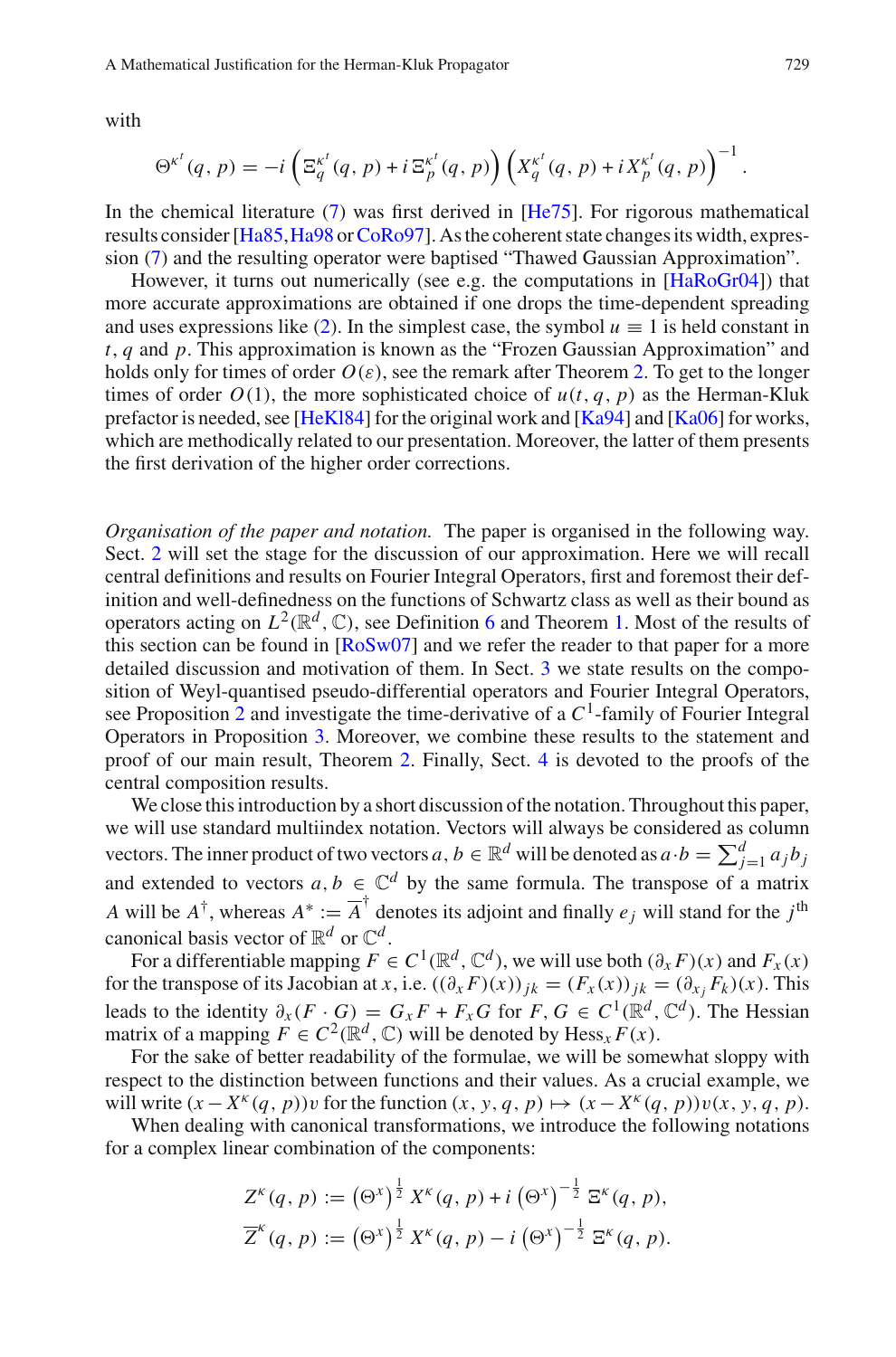with

$$\Theta^{\kappa^t}(q,p) = -i\left(\Xi_q^{\kappa^t}(q,p) + i\,\Xi_p^{\kappa^t}(q,p)\right)\left(X_q^{\kappa^t}(q,p) + i X_p^{\kappa^t}(q,p)\right)^{-1}.$$

In the chemical literature (7) was first derived in [He75]. For rigorous mathematical results consider [Ha85, Ha98 or CoRo97]. As the coherent state changes its width, expression (7) and the resulting operator were baptised "Thawed Gaussian Approximation".

However, it turns out numerically (see e.g. the computations in [HaRoGr04]) that more accurate approximations are obtained if one drops the time-dependent spreading and uses expressions like (2). In the simplest case, the symbol $u \equiv 1$ is held constant in $t$, $q$ and $p$. This approximation is known as the "Frozen Gaussian Approximation" and holds only for times of order $O(\varepsilon)$, see the remark after Theorem 2. To get to the longer times of order $O(1)$, the more sophisticated choice of $u(t,q,p)$ as the Herman-Kluk prefactor is needed, see [HeKl84] for the original work and [Ka94] and [Ka06] for works, which are methodically related to our presentation. Moreover, the latter of them presents the first derivation of the higher order corrections.

*Organisation of the paper and notation.* The paper is organised in the following way. Sect. 2 will set the stage for the discussion of our approximation. Here we will recall central definitions and results on Fourier Integral Operators, first and foremost their definition and well-definedness on the functions of Schwartz class as well as their bound as operators acting on $L^2(\mathbb{R}^d,\mathbb{C})$, see Definition 6 and Theorem 1. Most of the results of this section can be found in [RoSw07] and we refer the reader to that paper for a more detailed discussion and motivation of them. In Sect. 3 we state results on the composition of Weyl-quantised pseudo-differential operators and Fourier Integral Operators, see Proposition 2 and investigate the time-derivative of a $C^1$-family of Fourier Integral Operators in Proposition 3. Moreover, we combine these results to the statement and proof of our main result, Theorem 2. Finally, Sect. 4 is devoted to the proofs of the central composition results.

We close this introduction by a short discussion of the notation. Throughout this paper, we will use standard multiindex notation. Vectors will always be considered as column vectors. The inner product of two vectors $a, b \in \mathbb{R}^d$ will be denoted as $a \cdot b = \sum_{j=1}^d a_j b_j$ and extended to vectors $a, b \in \mathbb{C}^d$ by the same formula. The transpose of a matrix $A$ will be $A^\dagger$, whereas $A^* := \overline{A}^\dagger$ denotes its adjoint and finally $e_j$ will stand for the $j^{\text{th}}$ canonical basis vector of $\mathbb{R}^d$ or $\mathbb{C}^d$.

For a differentiable mapping $F \in C^1(\mathbb{R}^d,\mathbb{C}^d)$, we will use both $(\partial_x F)(x)$ and $F_x(x)$ for the transpose of its Jacobian at $x$, i.e. $((\partial_x F)(x))_{jk} = (F_x(x))_{jk} = (\partial_{x_j} F_k)(x)$. This leads to the identity $\partial_x(F \cdot G) = G_x F + F_x G$ for $F, G \in C^1(\mathbb{R}^d,\mathbb{C}^d)$. The Hessian matrix of a mapping $F \in C^2(\mathbb{R}^d,\mathbb{C})$ will be denoted by $\text{Hess}_x F(x)$.

For the sake of better readability of the formulae, we will be somewhat sloppy with respect to the distinction between functions and their values. As a crucial example, we will write $(x - X^\kappa(q,p))v$ for the function $(x,y,q,p) \mapsto (x - X^\kappa(q,p))v(x,y,q,p)$.

When dealing with canonical transformations, we introduce the following notations for a complex linear combination of the components:

$$Z^\kappa(q,p) := \left(\Theta^x\right)^{\frac{1}{2}} X^\kappa(q,p) + i\left(\Theta^x\right)^{-\frac{1}{2}} \Xi^\kappa(q,p),$$

$$\overline{Z}^\kappa(q,p) := \left(\Theta^x\right)^{\frac{1}{2}} X^\kappa(q,p) - i\left(\Theta^x\right)^{-\frac{1}{2}} \Xi^\kappa(q,p).$$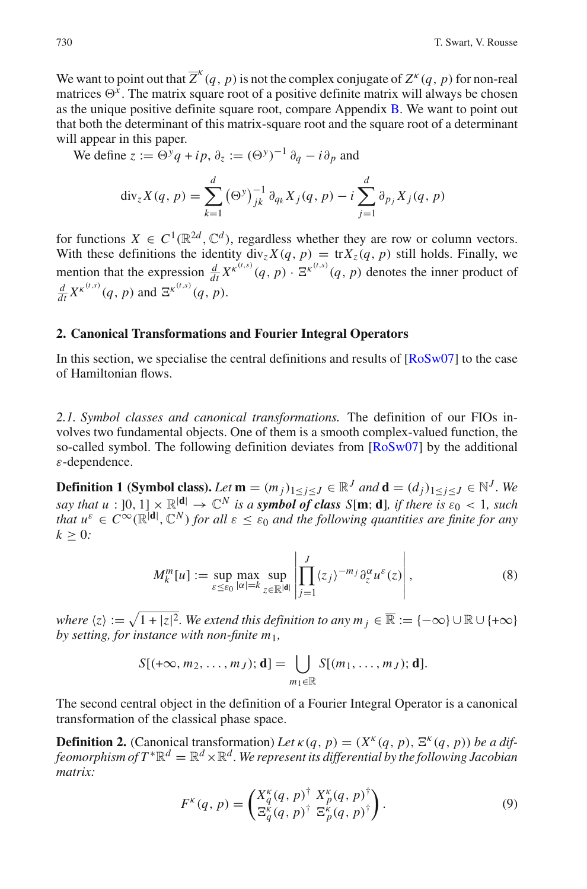We want to point out that $\overline{Z}^\kappa(q,p)$ is not the complex conjugate of $Z^\kappa(q,p)$ for non-real matrices $\Theta^x$. The matrix square root of a positive definite matrix will always be chosen as the unique positive definite square root, compare Appendix B. We want to point out that both the determinant of this matrix-square root and the square root of a determinant will appear in this paper.

We define $z := \Theta^y q + ip$, $\partial_z := (\Theta^y)^{-1}\partial_q - i\partial_p$ and

$$\operatorname{div}_z X(q,p) = \sum_{k=1}^{d} \left(\Theta^y\right)^{-1}_{jk} \partial_{q_k} X_j(q,p) - i\sum_{j=1}^{d} \partial_{p_j} X_j(q,p)$$

for functions $X \in C^1(\mathbb{R}^{2d}, \mathbb{C}^d)$, regardless whether they are row or column vectors. With these definitions the identity $\operatorname{div}_z X(q,p) = \operatorname{tr} X_z(q,p)$ still holds. Finally, we mention that the expression $\frac{d}{dt}X^{\kappa^{(t,s)}}(q,p)\cdot \Xi^{\kappa^{(t,s)}}(q,p)$ denotes the inner product of $\frac{d}{dt}X^{\kappa^{(t,s)}}(q,p)$ and $\Xi^{\kappa^{(t,s)}}(q,p)$.

## 2. Canonical Transformations and Fourier Integral Operators

In this section, we specialise the central definitions and results of [RoSw07] to the case of Hamiltonian flows.

*2.1. Symbol classes and canonical transformations.* The definition of our FIOs involves two fundamental objects. One of them is a smooth complex-valued function, the so-called symbol. The following definition deviates from [RoSw07] by the additional $\varepsilon$-dependence.

**Definition 1 (Symbol class).** *Let $\mathbf{m} = (m_j)_{1\le j\le J} \in \mathbb{R}^J$ and $\mathbf{d} = (d_j)_{1\le j\le J} \in \mathbb{N}^J$. We say that $u : ]0,1] \times \mathbb{R}^{|\mathbf{d}|} \to \mathbb{C}^N$ is a **symbol of class** $S[\mathbf{m};\mathbf{d}]$, if there is $\varepsilon_0 < 1$, such that $u^\varepsilon \in C^\infty(\mathbb{R}^{|\mathbf{d}|}, \mathbb{C}^N)$ for all $\varepsilon \le \varepsilon_0$ and the following quantities are finite for any $k \ge 0$:*

$$M_k^m[u] := \sup_{\varepsilon\le\varepsilon_0} \max_{|\alpha|=k} \sup_{z\in\mathbb{R}^{|\mathbf{d}|}} \left| \prod_{j=1}^{J} \langle z_j\rangle^{-m_j} \partial_z^\alpha u^\varepsilon(z) \right|, \tag{8}$$

*where $\langle z\rangle := \sqrt{1+|z|^2}$. We extend this definition to any $m_j \in \overline{\mathbb{R}} := \{-\infty\}\cup\mathbb{R}\cup\{+\infty\}$ by setting, for instance with non-finite $m_1$,*

$$S[(+\infty, m_2,\dots,m_J);\mathbf{d}] = \bigcup_{m_1\in\mathbb{R}} S[(m_1,\dots,m_J);\mathbf{d}].$$

The second central object in the definition of a Fourier Integral Operator is a canonical transformation of the classical phase space.

**Definition 2.** (Canonical transformation) *Let $\kappa(q,p) = (X^\kappa(q,p), \Xi^\kappa(q,p))$ be a diffeomorphism of $T^*\mathbb{R}^d = \mathbb{R}^d\times\mathbb{R}^d$. We represent its differential by the following Jacobian matrix:*

$$F^\kappa(q,p) = \begin{pmatrix} X_q^\kappa(q,p)^\dagger & X_p^\kappa(q,p)^\dagger \\ \Xi_q^\kappa(q,p)^\dagger & \Xi_p^\kappa(q,p)^\dagger \end{pmatrix}. \tag{9}$$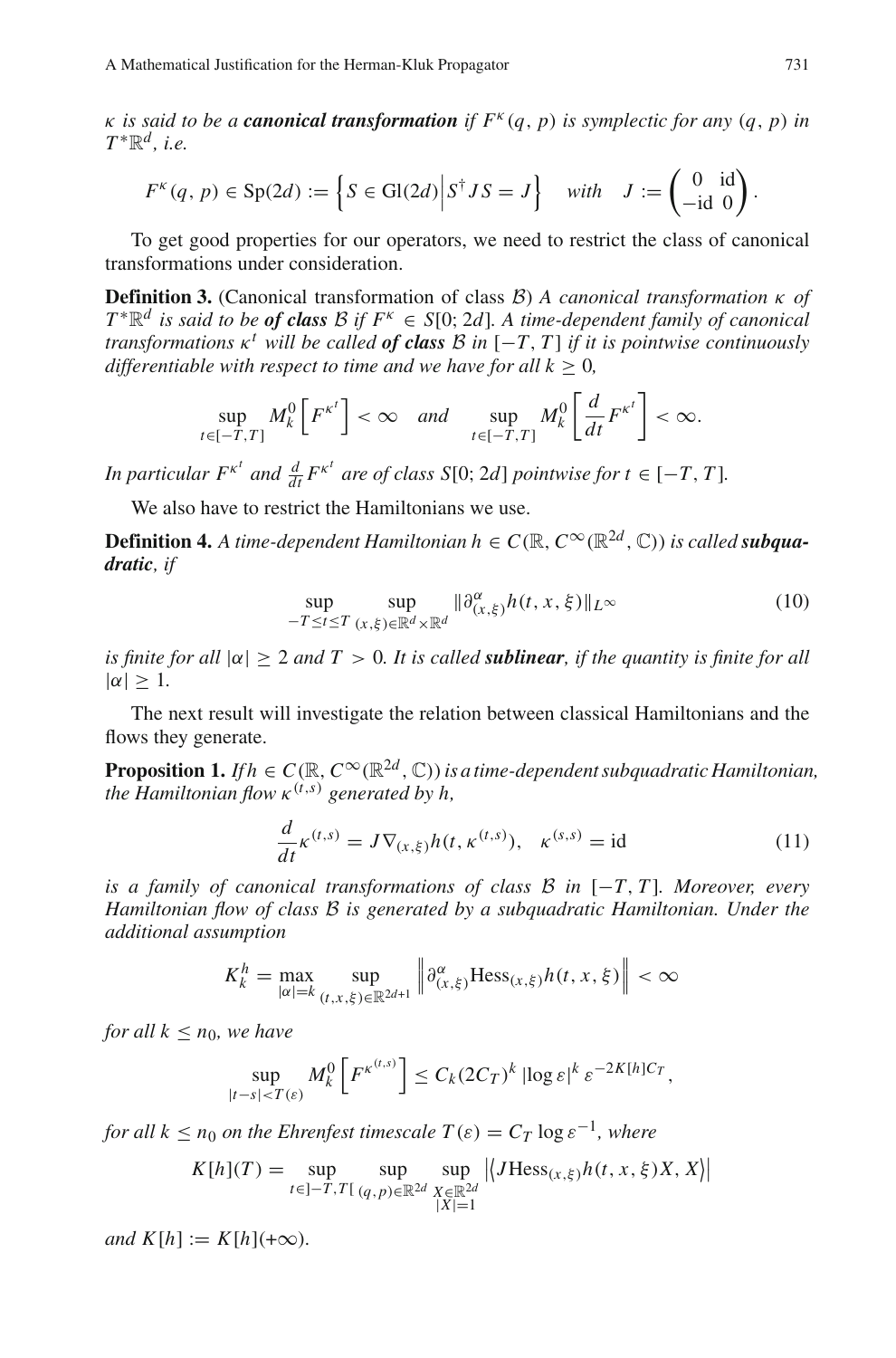*$\kappa$ is said to be a **canonical transformation** if $F^\kappa(q,p)$ is symplectic for any $(q,p)$ in $T^*\mathbb{R}^d$, i.e.*

$$F^\kappa(q,p) \in \mathrm{Sp}(2d) := \left\{ S \in \mathrm{Gl}(2d) \middle| S^\dagger J S = J \right\} \quad \textit{with} \quad J := \begin{pmatrix} 0 & \mathrm{id} \\ -\mathrm{id} & 0 \end{pmatrix}.$$

To get good properties for our operators, we need to restrict the class of canonical transformations under consideration.

**Definition 3.** (Canonical transformation of class $\mathcal{B}$) *A canonical transformation $\kappa$ of $T^*\mathbb{R}^d$ is said to be **of class** $\mathcal{B}$ if $F^\kappa \in S[0;2d]$. A time-dependent family of canonical transformations $\kappa^t$ will be called **of class** $\mathcal{B}$ in $[-T,T]$ if it is pointwise continuously differentiable with respect to time and we have for all $k \geq 0$,*

$$\sup_{t\in[-T,T]} M_k^0\left[F^{\kappa^t}\right] < \infty \quad \textit{and} \quad \sup_{t\in[-T,T]} M_k^0\left[\frac{d}{dt}F^{\kappa^t}\right] < \infty.$$

*In particular $F^{\kappa^t}$ and $\frac{d}{dt}F^{\kappa^t}$ are of class $S[0;2d]$ pointwise for $t \in [-T,T]$.*

We also have to restrict the Hamiltonians we use.

**Definition 4.** *A time-dependent Hamiltonian $h \in C(\mathbb{R}, C^\infty(\mathbb{R}^{2d},\mathbb{C}))$ is called **subquadratic**, if*

$$\sup_{-T\leq t\leq T}\ \sup_{(x,\xi)\in\mathbb{R}^d\times\mathbb{R}^d} \|\partial^\alpha_{(x,\xi)} h(t,x,\xi)\|_{L^\infty} \tag{10}$$

*is finite for all $|\alpha| \geq 2$ and $T > 0$. It is called **sublinear**, if the quantity is finite for all $|\alpha| \geq 1$.*

The next result will investigate the relation between classical Hamiltonians and the flows they generate.

**Proposition 1.** *If $h \in C(\mathbb{R}, C^\infty(\mathbb{R}^{2d},\mathbb{C}))$ is a time-dependent subquadratic Hamiltonian, the Hamiltonian flow $\kappa^{(t,s)}$ generated by $h$,*

$$\frac{d}{dt}\kappa^{(t,s)} = J\nabla_{(x,\xi)} h(t,\kappa^{(t,s)}), \quad \kappa^{(s,s)} = \mathrm{id} \tag{11}$$

*is a family of canonical transformations of class $\mathcal{B}$ in $[-T,T]$. Moreover, every Hamiltonian flow of class $\mathcal{B}$ is generated by a subquadratic Hamiltonian. Under the additional assumption*

$$K_k^h = \max_{|\alpha|=k}\ \sup_{(t,x,\xi)\in\mathbb{R}^{2d+1}} \left\| \partial^\alpha_{(x,\xi)} \mathrm{Hess}_{(x,\xi)} h(t,x,\xi) \right\| < \infty$$

*for all $k \leq n_0$, we have*

$$\sup_{|t-s|<T(\varepsilon)} M_k^0\left[F^{\kappa^{(t,s)}}\right] \leq C_k (2C_T)^k\, |\log\varepsilon|^k\, \varepsilon^{-2K[h]C_T},$$

*for all $k \leq n_0$ on the Ehrenfest timescale $T(\varepsilon) = C_T \log \varepsilon^{-1}$, where*

$$K[h](T) = \sup_{t\in]-T,T[}\ \sup_{(q,p)\in\mathbb{R}^{2d}}\ \sup_{\substack{X\in\mathbb{R}^{2d}\\ |X|=1}} \left| \left\langle J\mathrm{Hess}_{(x,\xi)} h(t,x,\xi)X, X \right\rangle \right|$$

*and $K[h] := K[h](+\infty)$.*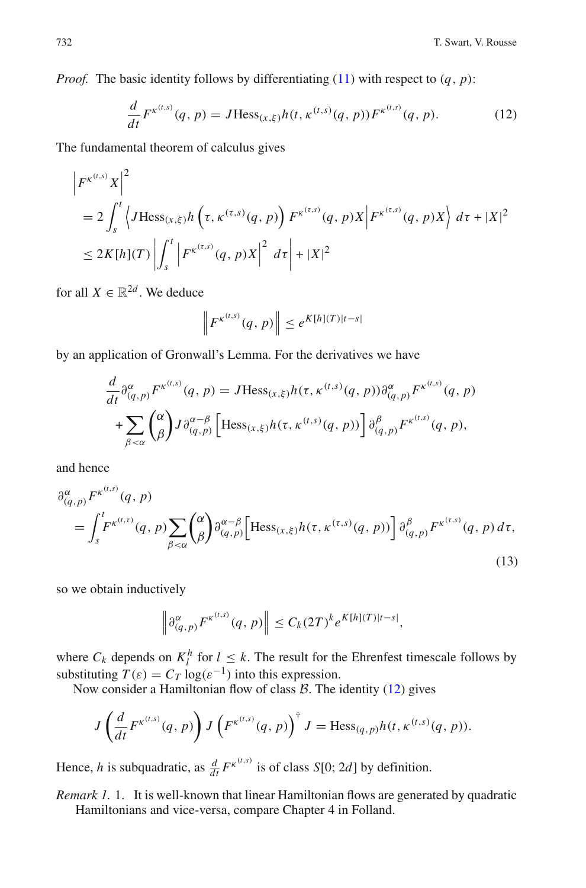*Proof.* The basic identity follows by differentiating (11) with respect to $(q, p)$:

$$\frac{d}{dt} F^{\kappa^{(t,s)}}(q, p) = J \text{Hess}_{(x,\xi)} h(t, \kappa^{(t,s)}(q, p)) F^{\kappa^{(t,s)}}(q, p). \tag{12}$$

The fundamental theorem of calculus gives

$$\begin{aligned}
&\left| F^{\kappa^{(t,s)}} X \right|^2 \\
&= 2 \int_s^t \left\langle J \text{Hess}_{(x,\xi)} h\left(\tau, \kappa^{(\tau,s)}(q, p)\right) F^{\kappa^{(\tau,s)}}(q, p) X \middle| F^{\kappa^{(\tau,s)}}(q, p) X \right\rangle d\tau + |X|^2 \\
&\leq 2K[h](T) \left| \int_s^t \left| F^{\kappa^{(\tau,s)}}(q, p) X \right|^2 d\tau \right| + |X|^2
\end{aligned}$$

for all $X \in \mathbb{R}^{2d}$. We deduce

$$\left\| F^{\kappa^{(t,s)}}(q, p) \right\| \leq e^{K[h](T)|t-s|}$$

by an application of Gronwall's Lemma. For the derivatives we have

$$\begin{aligned}
\frac{d}{dt} \partial^\alpha_{(q,p)} F^{\kappa^{(t,s)}}(q, p) &= J \text{Hess}_{(x,\xi)} h(\tau, \kappa^{(t,s)}(q, p)) \partial^\alpha_{(q,p)} F^{\kappa^{(t,s)}}(q, p) \\
&+ \sum_{\beta < \alpha} \binom{\alpha}{\beta} J \partial^{\alpha-\beta}_{(q,p)} \left[ \text{Hess}_{(x,\xi)} h(\tau, \kappa^{(t,s)}(q, p)) \right] \partial^\beta_{(q,p)} F^{\kappa^{(t,s)}}(q, p),
\end{aligned}$$

and hence

$$\begin{aligned}
&\partial^\alpha_{(q,p)} F^{\kappa^{(t,s)}}(q, p) \\
&= \int_s^t F^{\kappa^{(t,\tau)}}(q, p) \sum_{\beta < \alpha} \binom{\alpha}{\beta} \partial^{\alpha-\beta}_{(q,p)} \left[ \text{Hess}_{(x,\xi)} h(\tau, \kappa^{(\tau,s)}(q, p)) \right] \partial^\beta_{(q,p)} F^{\kappa^{(\tau,s)}}(q, p) \, d\tau,
\end{aligned} \tag{13}$$

so we obtain inductively

$$\left\| \partial^\alpha_{(q,p)} F^{\kappa^{(t,s)}}(q, p) \right\| \leq C_k (2T)^k e^{K[h](T)|t-s|},$$

where $C_k$ depends on $K^h_l$ for $l \leq k$. The result for the Ehrenfest timescale follows by substituting $T(\varepsilon) = C_T \log(\varepsilon^{-1})$ into this expression.

Now consider a Hamiltonian flow of class $\mathcal{B}$. The identity (12) gives

$$J \left( \frac{d}{dt} F^{\kappa^{(t,s)}}(q, p) \right) J \left( F^{\kappa^{(t,s)}}(q, p) \right)^\dagger J = \text{Hess}_{(q,p)} h(t, \kappa^{(t,s)}(q, p)).$$

Hence, $h$ is subquadratic, as $\frac{d}{dt} F^{\kappa^{(t,s)}}$ is of class $S[0; 2d]$ by definition.

*Remark 1.* 1. It is well-known that linear Hamiltonian flows are generated by quadratic Hamiltonians and vice-versa, compare Chapter 4 in Folland.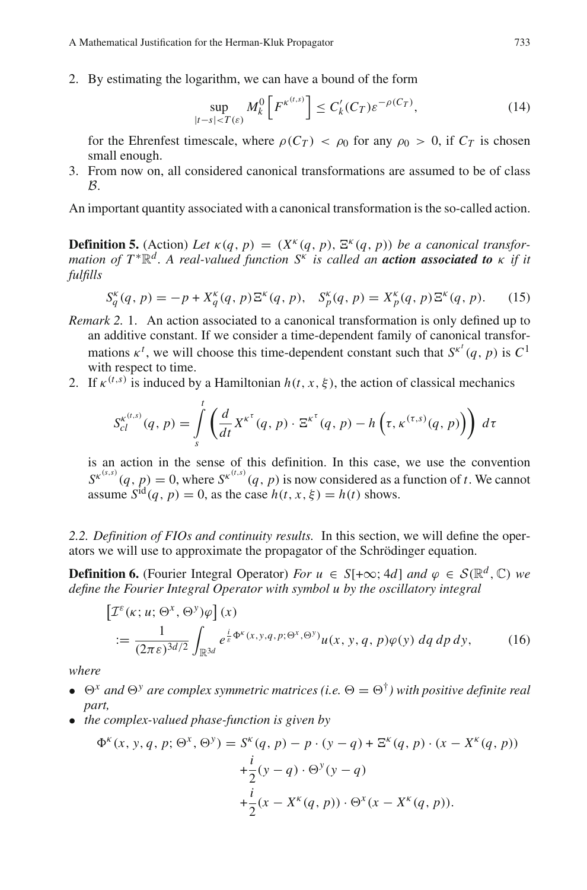2. By estimating the logarithm, we can have a bound of the form

$$\sup_{|t-s|<T(\varepsilon)} M_k^0\left[F^{\kappa^{(t,s)}}\right] \leq C_k'(C_T)\varepsilon^{-\rho(C_T)}, \tag{14}$$

for the Ehrenfest timescale, where $\rho(C_T) < \rho_0$ for any $\rho_0 > 0$, if $C_T$ is chosen small enough.

3. From now on, all considered canonical transformations are assumed to be of class $\mathcal{B}$.

An important quantity associated with a canonical transformation is the so-called action.

**Definition 5.** (Action) *Let $\kappa(q,p) = (X^\kappa(q,p), \Xi^\kappa(q,p))$ be a canonical transformation of $T^*\mathbb{R}^d$. A real-valued function $S^\kappa$ is called an* ***action associated to*** *$\kappa$ if it fulfills*

$$S_q^\kappa(q,p) = -p + X_q^\kappa(q,p)\Xi^\kappa(q,p), \quad S_p^\kappa(q,p) = X_p^\kappa(q,p)\Xi^\kappa(q,p). \tag{15}$$

*Remark 2.* 1. An action associated to a canonical transformation is only defined up to an additive constant. If we consider a time-dependent family of canonical transformations $\kappa^t$, we will choose this time-dependent constant such that $S^{\kappa^t}(q,p)$ is $C^1$ with respect to time.

2. If $\kappa^{(t,s)}$ is induced by a Hamiltonian $h(t,x,\xi)$, the action of classical mechanics

$$S_{cl}^{\kappa^{(t,s)}}(q,p) = \int_s^t \left(\frac{d}{dt}X^{\kappa^\tau}(q,p)\cdot \Xi^{\kappa^\tau}(q,p) - h\left(\tau, \kappa^{(\tau,s)}(q,p)\right)\right) d\tau$$

is an action in the sense of this definition. In this case, we use the convention $S^{\kappa^{(s,s)}}(q,p) = 0$, where $S^{\kappa^{(t,s)}}(q,p)$ is now considered as a function of $t$. We cannot assume $S^{\mathrm{id}}(q,p) = 0$, as the case $h(t,x,\xi) = h(t)$ shows.

*2.2. Definition of FIOs and continuity results.* In this section, we will define the operators we will use to approximate the propagator of the Schrödinger equation.

**Definition 6.** (Fourier Integral Operator) *For $u \in S[+\infty; 4d]$ and $\varphi \in \mathcal{S}(\mathbb{R}^d, \mathbb{C})$ we define the Fourier Integral Operator with symbol $u$ by the oscillatory integral*

$$\begin{aligned}&\left[\mathcal{I}^\varepsilon(\kappa; u; \Theta^x, \Theta^y)\varphi\right](x)\\ &:= \frac{1}{(2\pi\varepsilon)^{3d/2}}\int_{\mathbb{R}^{3d}} e^{\frac{i}{\varepsilon}\Phi^\kappa(x,y,q,p;\Theta^x,\Theta^y)}u(x,y,q,p)\varphi(y)\,dq\,dp\,dy,\end{aligned} \tag{16}$$

*where*

- *$\Theta^x$ and $\Theta^y$ are complex symmetric matrices (i.e. $\Theta = \Theta^\dagger$) with positive definite real part,*
- *the complex-valued phase-function is given by*

$$\begin{aligned}\Phi^\kappa(x,y,q,p;\Theta^x,\Theta^y) = S^\kappa(q,p) &- p\cdot(y-q) + \Xi^\kappa(q,p)\cdot(x - X^\kappa(q,p))\\ &+ \frac{i}{2}(y-q)\cdot\Theta^y(y-q)\\ &+ \frac{i}{2}(x - X^\kappa(q,p))\cdot\Theta^x(x - X^\kappa(q,p)).\end{aligned}$$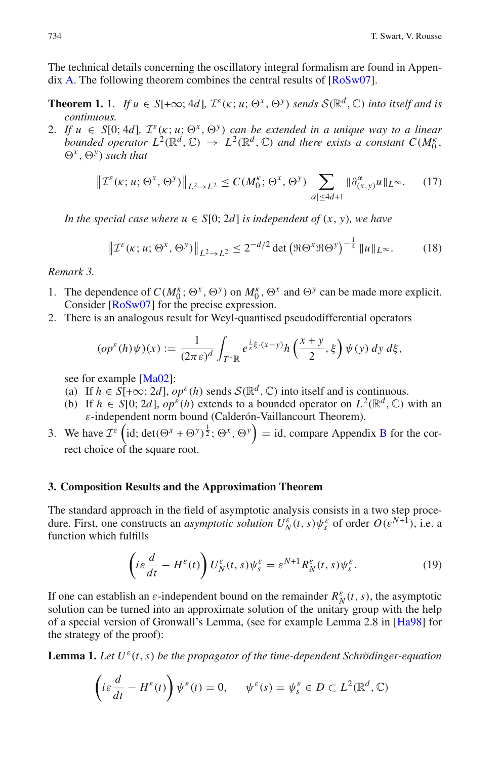The technical details concerning the oscillatory integral formalism are found in Appendix A. The following theorem combines the central results of [RoSw07].

**Theorem 1.** 1. *If $u \in S[+\infty; 4d]$, $\mathcal{I}^\varepsilon(\kappa; u; \Theta^x, \Theta^y)$ sends $\mathcal{S}(\mathbb{R}^d, \mathbb{C})$ into itself and is continuous.*

2. *If $u \in S[0; 4d]$, $\mathcal{I}^\varepsilon(\kappa; u; \Theta^x, \Theta^y)$ can be extended in a unique way to a linear bounded operator $L^2(\mathbb{R}^d, \mathbb{C}) \to L^2(\mathbb{R}^d, \mathbb{C})$ and there exists a constant $C(M_0^\kappa; \Theta^x, \Theta^y)$ such that*

$$\left\| \mathcal{I}^\varepsilon(\kappa; u; \Theta^x, \Theta^y) \right\|_{L^2 \to L^2} \leq C(M_0^\kappa; \Theta^x, \Theta^y) \sum_{|\alpha| \leq 4d+1} \|\partial^\alpha_{(x,y)} u\|_{L^\infty}. \tag{17}$$

*In the special case where $u \in S[0; 2d]$ is independent of $(x, y)$, we have*

$$\left\| \mathcal{I}^\varepsilon(\kappa; u; \Theta^x, \Theta^y) \right\|_{L^2 \to L^2} \leq 2^{-d/2} \det \left( \Re\Theta^x \Re\Theta^y \right)^{-\frac{1}{4}} \|u\|_{L^\infty}. \tag{18}$$

*Remark 3.*

1. The dependence of $C(M_0^\kappa; \Theta^x, \Theta^y)$ on $M_0^\kappa$, $\Theta^x$ and $\Theta^y$ can be made more explicit. Consider [RoSw07] for the precise expression.
2. There is an analogous result for Weyl-quantised pseudodifferential operators

$$(op^\varepsilon(h)\psi)(x) := \frac{1}{(2\pi\varepsilon)^d} \int_{T^*\mathbb{R}} e^{\frac{i}{\varepsilon}\xi \cdot (x-y)} h\left( \frac{x+y}{2}, \xi \right) \psi(y)\, dy\, d\xi,$$

   see for example [Ma02]:
   (a) If $h \in S[+\infty; 2d]$, $op^\varepsilon(h)$ sends $\mathcal{S}(\mathbb{R}^d, \mathbb{C})$ into itself and is continuous.
   (b) If $h \in S[0; 2d]$, $op^\varepsilon(h)$ extends to a bounded operator on $L^2(\mathbb{R}^d, \mathbb{C})$ with an $\varepsilon$-independent norm bound (Calderón-Vaillancourt Theorem).
3. We have $\mathcal{I}^\varepsilon\left(\text{id}; \det(\Theta^x + \Theta^y)^{\frac{1}{2}}; \Theta^x, \Theta^y\right) = \text{id}$, compare Appendix B for the correct choice of the square root.

## 3. Composition Results and the Approximation Theorem

The standard approach in the field of asymptotic analysis consists in a two step procedure. First, one constructs an *asymptotic solution* $U_N^\varepsilon(t, s)\psi_s^\varepsilon$ of order $O(\varepsilon^{N+1})$, i.e. a function which fulfills

$$\left( i\varepsilon \frac{d}{dt} - H^\varepsilon(t) \right) U_N^\varepsilon(t, s)\psi_s^\varepsilon = \varepsilon^{N+1} R_N^\varepsilon(t, s)\psi_s^\varepsilon. \tag{19}$$

If one can establish an $\varepsilon$-independent bound on the remainder $R_N^\varepsilon(t, s)$, the asymptotic solution can be turned into an approximate solution of the unitary group with the help of a special version of Gronwall's Lemma, (see for example Lemma 2.8 in [Ha98] for the strategy of the proof):

**Lemma 1.** *Let $U^\varepsilon(t, s)$ be the propagator of the time-dependent Schrödinger-equation*

$$\left( i\varepsilon \frac{d}{dt} - H^\varepsilon(t) \right) \psi^\varepsilon(t) = 0, \qquad \psi^\varepsilon(s) = \psi_s^\varepsilon \in D \subset L^2(\mathbb{R}^d, \mathbb{C})$$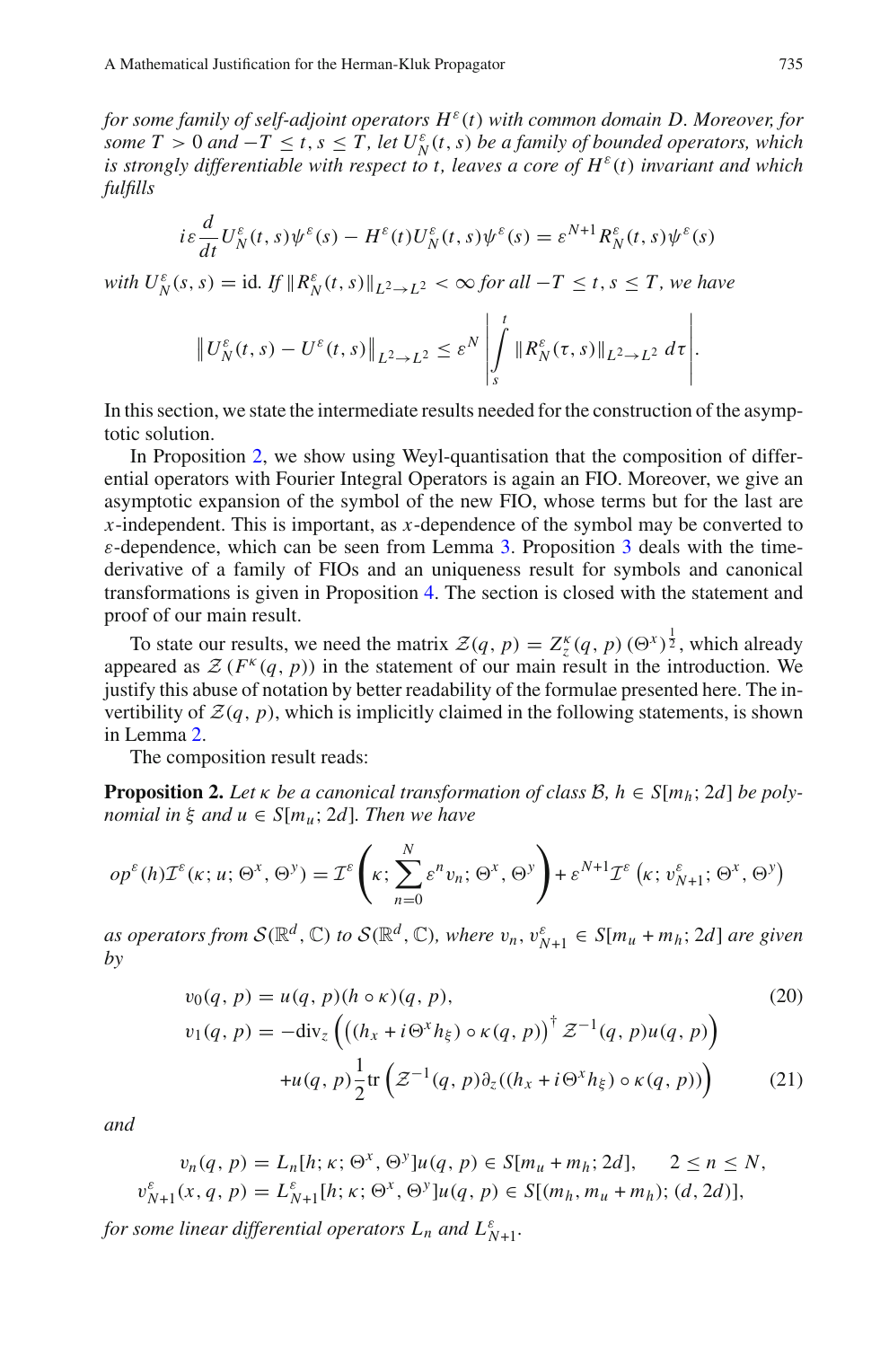*for some family of self-adjoint operators $H^\varepsilon(t)$ with common domain $D$. Moreover, for some $T > 0$ and $-T \le t, s \le T$, let $U_N^\varepsilon(t,s)$ be a family of bounded operators, which is strongly differentiable with respect to $t$, leaves a core of $H^\varepsilon(t)$ invariant and which fulfills*

$$i\varepsilon \frac{d}{dt} U_N^\varepsilon(t,s)\psi^\varepsilon(s) - H^\varepsilon(t) U_N^\varepsilon(t,s)\psi^\varepsilon(s) = \varepsilon^{N+1} R_N^\varepsilon(t,s)\psi^\varepsilon(s)$$

*with $U_N^\varepsilon(s,s) = \mathrm{id}$. If $\|R_N^\varepsilon(t,s)\|_{L^2\to L^2} < \infty$ for all $-T \le t, s \le T$, we have*

$$\left\| U_N^\varepsilon(t,s) - U^\varepsilon(t,s) \right\|_{L^2\to L^2} \le \varepsilon^N \left| \int_s^t \|R_N^\varepsilon(\tau,s)\|_{L^2\to L^2}\, d\tau \right|.$$

In this section, we state the intermediate results needed for the construction of the asymptotic solution.

In Proposition 2, we show using Weyl-quantisation that the composition of differential operators with Fourier Integral Operators is again an FIO. Moreover, we give an asymptotic expansion of the symbol of the new FIO, whose terms but for the last are $x$-independent. This is important, as $x$-dependence of the symbol may be converted to $\varepsilon$-dependence, which can be seen from Lemma 3. Proposition 3 deals with the time-derivative of a family of FIOs and an uniqueness result for symbols and canonical transformations is given in Proposition 4. The section is closed with the statement and proof of our main result.

To state our results, we need the matrix $\mathcal{Z}(q,p) = Z_z^\kappa(q,p)\,(\Theta^x)^{\frac{1}{2}}$, which already appeared as $\mathcal{Z}(F^\kappa(q,p))$ in the statement of our main result in the introduction. We justify this abuse of notation by better readability of the formulae presented here. The invertibility of $\mathcal{Z}(q,p)$, which is implicitly claimed in the following statements, is shown in Lemma 2.

The composition result reads:

**Proposition 2.** *Let $\kappa$ be a canonical transformation of class $\mathcal{B}$, $h \in S[m_h; 2d]$ be polynomial in $\xi$ and $u \in S[m_u; 2d]$. Then we have*

$$op^\varepsilon(h)\mathcal{I}^\varepsilon(\kappa; u; \Theta^x, \Theta^y) = \mathcal{I}^\varepsilon\left(\kappa; \sum_{n=0}^N \varepsilon^n v_n; \Theta^x, \Theta^y\right) + \varepsilon^{N+1}\mathcal{I}^\varepsilon\left(\kappa; v_{N+1}^\varepsilon; \Theta^x, \Theta^y\right)$$

*as operators from $\mathcal{S}(\mathbb{R}^d,\mathbb{C})$ to $\mathcal{S}(\mathbb{R}^d,\mathbb{C})$, where $v_n, v_{N+1}^\varepsilon \in S[m_u + m_h; 2d]$ are given by*

$$v_0(q,p) = u(q,p)(h\circ\kappa)(q,p), \tag{20}$$

$$\begin{aligned} v_1(q,p) = &-\mathrm{div}_z\left(\left((h_x + i\Theta^x h_\xi)\circ\kappa(q,p)\right)^\dagger \mathcal{Z}^{-1}(q,p)u(q,p)\right) \\ &+ u(q,p)\frac{1}{2}\mathrm{tr}\left(\mathcal{Z}^{-1}(q,p)\partial_z((h_x + i\Theta^x h_\xi)\circ\kappa(q,p))\right) \end{aligned} \tag{21}$$

*and*

$$v_n(q,p) = L_n[h;\kappa;\Theta^x,\Theta^y]u(q,p) \in S[m_u + m_h; 2d], \qquad 2 \le n \le N,$$
$$v_{N+1}^\varepsilon(x,q,p) = L_{N+1}^\varepsilon[h;\kappa;\Theta^x,\Theta^y]u(q,p) \in S[(m_h, m_u + m_h); (d, 2d)],$$

*for some linear differential operators $L_n$ and $L_{N+1}^\varepsilon$.*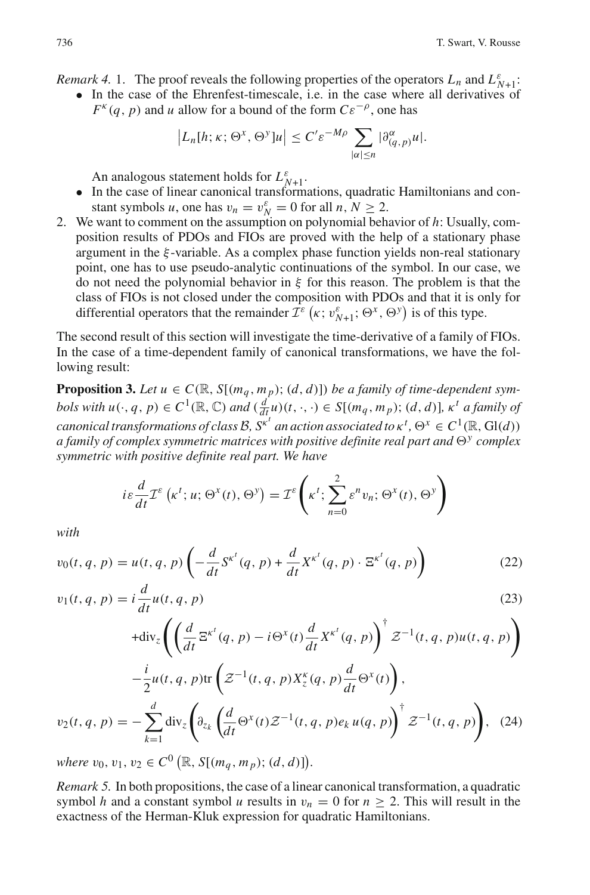*Remark 4.* 1. The proof reveals the following properties of the operators $L_n$ and $L^\varepsilon_{N+1}$:

- In the case of the Ehrenfest-timescale, i.e. in the case where all derivatives of $F^\kappa(q, p)$ and $u$ allow for a bound of the form $C\varepsilon^{-\rho}$, one has

$$\left|L_n[h; \kappa; \Theta^x, \Theta^y]u\right| \leq C'\varepsilon^{-M\rho} \sum_{|\alpha|\leq n} |\partial^\alpha_{(q,p)} u|.$$

An analogous statement holds for $L^\varepsilon_{N+1}$.

- In the case of linear canonical transformations, quadratic Hamiltonians and constant symbols $u$, one has $v_n = v^\varepsilon_N = 0$ for all $n, N \geq 2$.

2. We want to comment on the assumption on polynomial behavior of $h$: Usually, composition results of PDOs and FIOs are proved with the help of a stationary phase argument in the $\xi$-variable. As a complex phase function yields non-real stationary point, one has to use pseudo-analytic continuations of the symbol. In our case, we do not need the polynomial behavior in $\xi$ for this reason. The problem is that the class of FIOs is not closed under the composition with PDOs and that it is only for differential operators that the remainder $\mathcal{I}^\varepsilon\left(\kappa; v^\varepsilon_{N+1}; \Theta^x, \Theta^y\right)$ is of this type.

The second result of this section will investigate the time-derivative of a family of FIOs. In the case of a time-dependent family of canonical transformations, we have the following result:

**Proposition 3.** *Let $u \in C(\mathbb{R}, S[(m_q, m_p); (d, d)])$ be a family of time-dependent symbols with $u(\cdot, q, p) \in C^1(\mathbb{R}, \mathbb{C})$ and $(\frac{d}{dt}u)(t, \cdot, \cdot) \in S[(m_q, m_p); (d, d)]$, $\kappa^t$ a family of canonical transformations of class $\mathcal{B}$, $S^{\kappa^t}$ an action associated to $\kappa^t$, $\Theta^x \in C^1(\mathbb{R}, \mathrm{Gl}(d))$ a family of complex symmetric matrices with positive definite real part and $\Theta^y$ complex symmetric with positive definite real part. We have*

$$i\varepsilon \frac{d}{dt}\mathcal{I}^\varepsilon\left(\kappa^t; u; \Theta^x(t), \Theta^y\right) = \mathcal{I}^\varepsilon\left(\kappa^t; \sum_{n=0}^{2} \varepsilon^n v_n; \Theta^x(t), \Theta^y\right)$$

*with*

$$v_0(t, q, p) = u(t, q, p)\left(-\frac{d}{dt}S^{\kappa^t}(q, p) + \frac{d}{dt}X^{\kappa^t}(q, p) \cdot \Xi^{\kappa^t}(q, p)\right) \tag{22}$$

$$\begin{aligned} v_1(t, q, p) = {} & i\frac{d}{dt}u(t, q, p) \\ & + \mathrm{div}_z\left(\left(\frac{d}{dt}\Xi^{\kappa^t}(q, p) - i\Theta^x(t)\frac{d}{dt}X^{\kappa^t}(q, p)\right)^\dagger \mathcal{Z}^{-1}(t, q, p)u(t, q, p)\right) \\ & - \frac{i}{2}u(t, q, p)\mathrm{tr}\left(\mathcal{Z}^{-1}(t, q, p)X^\kappa_z(q, p)\frac{d}{dt}\Theta^x(t)\right), \end{aligned} \tag{23}$$

$$v_2(t, q, p) = -\sum_{k=1}^{d} \mathrm{div}_z\left(\partial_{z_k}\left(\frac{d}{dt}\Theta^x(t)\mathcal{Z}^{-1}(t, q, p)e_k\, u(q, p)\right)^\dagger \mathcal{Z}^{-1}(t, q, p)\right), \tag{24}$$

*where $v_0, v_1, v_2 \in C^0\left(\mathbb{R}, S[(m_q, m_p); (d, d)]\right)$.*

*Remark 5.* In both propositions, the case of a linear canonical transformation, a quadratic symbol $h$ and a constant symbol $u$ results in $v_n = 0$ for $n \geq 2$. This will result in the exactness of the Herman-Kluk expression for quadratic Hamiltonians.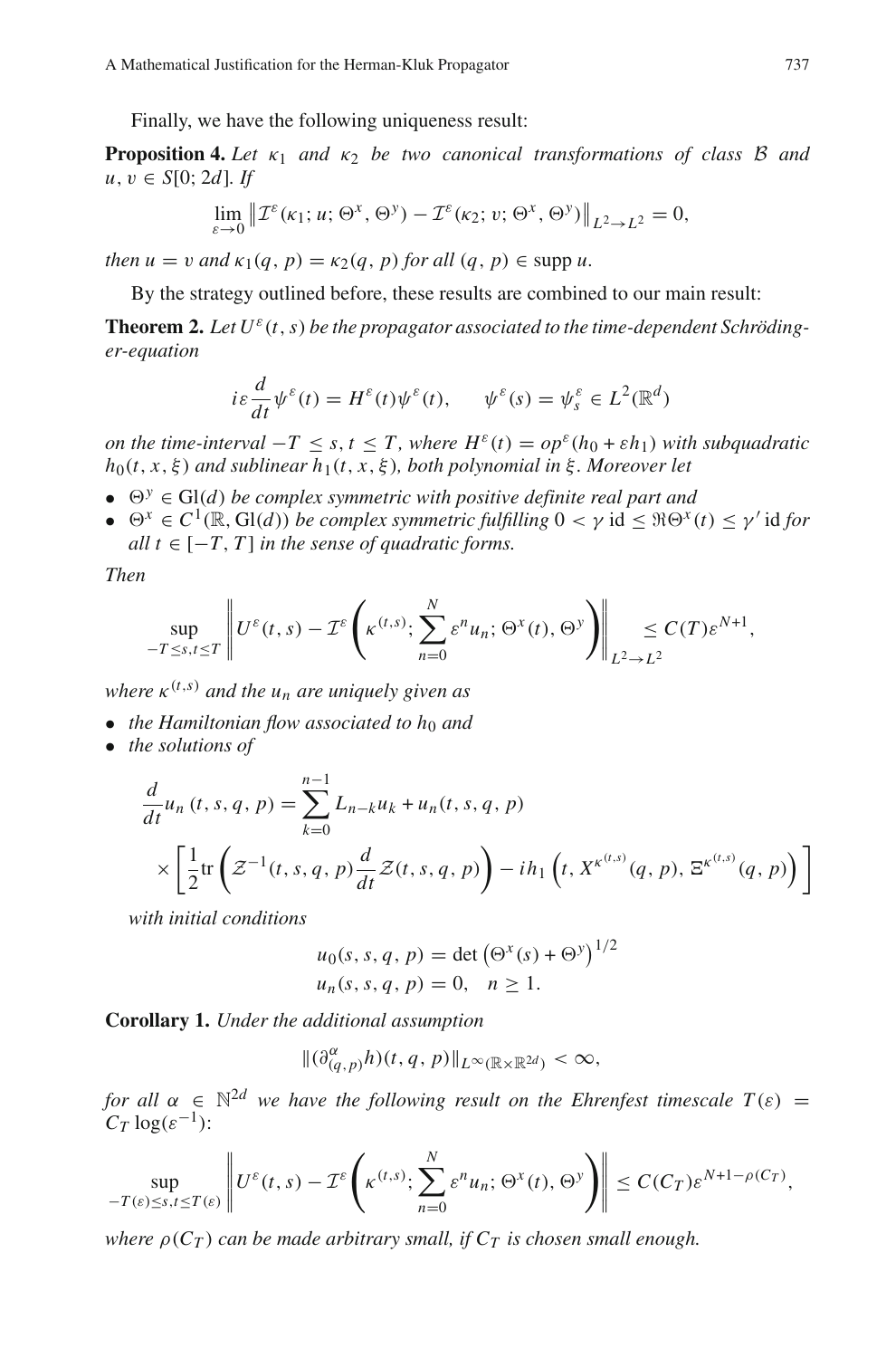Finally, we have the following uniqueness result:

**Proposition 4.** *Let $\kappa_1$ and $\kappa_2$ be two canonical transformations of class $\mathcal{B}$ and $u, v \in S[0; 2d]$. If*

$$\lim_{\varepsilon \to 0} \left\| \mathcal{I}^\varepsilon(\kappa_1; u; \Theta^x, \Theta^y) - \mathcal{I}^\varepsilon(\kappa_2; v; \Theta^x, \Theta^y) \right\|_{L^2 \to L^2} = 0,$$

*then $u = v$ and $\kappa_1(q, p) = \kappa_2(q, p)$ for all $(q, p) \in \operatorname{supp} u$.*

By the strategy outlined before, these results are combined to our main result:

**Theorem 2.** *Let $U^\varepsilon(t, s)$ be the propagator associated to the time-dependent Schrödinger-equation*

$$i\varepsilon \frac{d}{dt}\psi^\varepsilon(t) = H^\varepsilon(t)\psi^\varepsilon(t), \qquad \psi^\varepsilon(s) = \psi_s^\varepsilon \in L^2(\mathbb{R}^d)$$

*on the time-interval $-T \le s, t \le T$, where $H^\varepsilon(t) = op^\varepsilon(h_0 + \varepsilon h_1)$ with subquadratic $h_0(t, x, \xi)$ and sublinear $h_1(t, x, \xi)$, both polynomial in $\xi$. Moreover let*

- *$\Theta^y \in \mathrm{Gl}(d)$ be complex symmetric with positive definite real part and*
- *$\Theta^x \in C^1(\mathbb{R}, \mathrm{Gl}(d))$ be complex symmetric fulfilling $0 < \gamma\, \mathrm{id} \le \Re\Theta^x(t) \le \gamma'\, \mathrm{id}$ for all $t \in [-T, T]$ in the sense of quadratic forms.*

*Then*

$$\sup_{-T \le s,t \le T} \left\| U^\varepsilon(t, s) - \mathcal{I}^\varepsilon\left(\kappa^{(t,s)}; \sum_{n=0}^{N} \varepsilon^n u_n; \Theta^x(t), \Theta^y\right) \right\|_{L^2 \to L^2} \le C(T)\varepsilon^{N+1},$$

*where $\kappa^{(t,s)}$ and the $u_n$ are uniquely given as*

- *the Hamiltonian flow associated to $h_0$ and*
- *the solutions of*

$$\begin{aligned}
\frac{d}{dt}u_n\,(t, s, q, p) = &\sum_{k=0}^{n-1} L_{n-k}u_k + u_n(t, s, q, p) \\
&\times \left[ \frac{1}{2}\mathrm{tr}\left( \mathcal{Z}^{-1}(t, s, q, p)\frac{d}{dt}\mathcal{Z}(t, s, q, p) \right) - ih_1\left(t, X^{\kappa^{(t,s)}}(q, p), \Xi^{\kappa^{(t,s)}}(q, p)\right) \right]
\end{aligned}$$

*with initial conditions*

$$\begin{aligned}
u_0(s, s, q, p) &= \det\left(\Theta^x(s) + \Theta^y\right)^{1/2} \\
u_n(s, s, q, p) &= 0, \quad n \ge 1.
\end{aligned}$$

**Corollary 1.** *Under the additional assumption*

$$\|(\partial^\alpha_{(q,p)}h)(t, q, p)\|_{L^\infty(\mathbb{R}\times\mathbb{R}^{2d})} < \infty,$$

*for all $\alpha \in \mathbb{N}^{2d}$ we have the following result on the Ehrenfest timescale $T(\varepsilon) = C_T \log(\varepsilon^{-1})$:*

$$\sup_{-T(\varepsilon) \le s,t \le T(\varepsilon)} \left\| U^\varepsilon(t, s) - \mathcal{I}^\varepsilon\left(\kappa^{(t,s)}; \sum_{n=0}^{N} \varepsilon^n u_n; \Theta^x(t), \Theta^y\right) \right\| \le C(C_T)\varepsilon^{N+1-\rho(C_T)},$$

*where $\rho(C_T)$ can be made arbitrary small, if $C_T$ is chosen small enough.*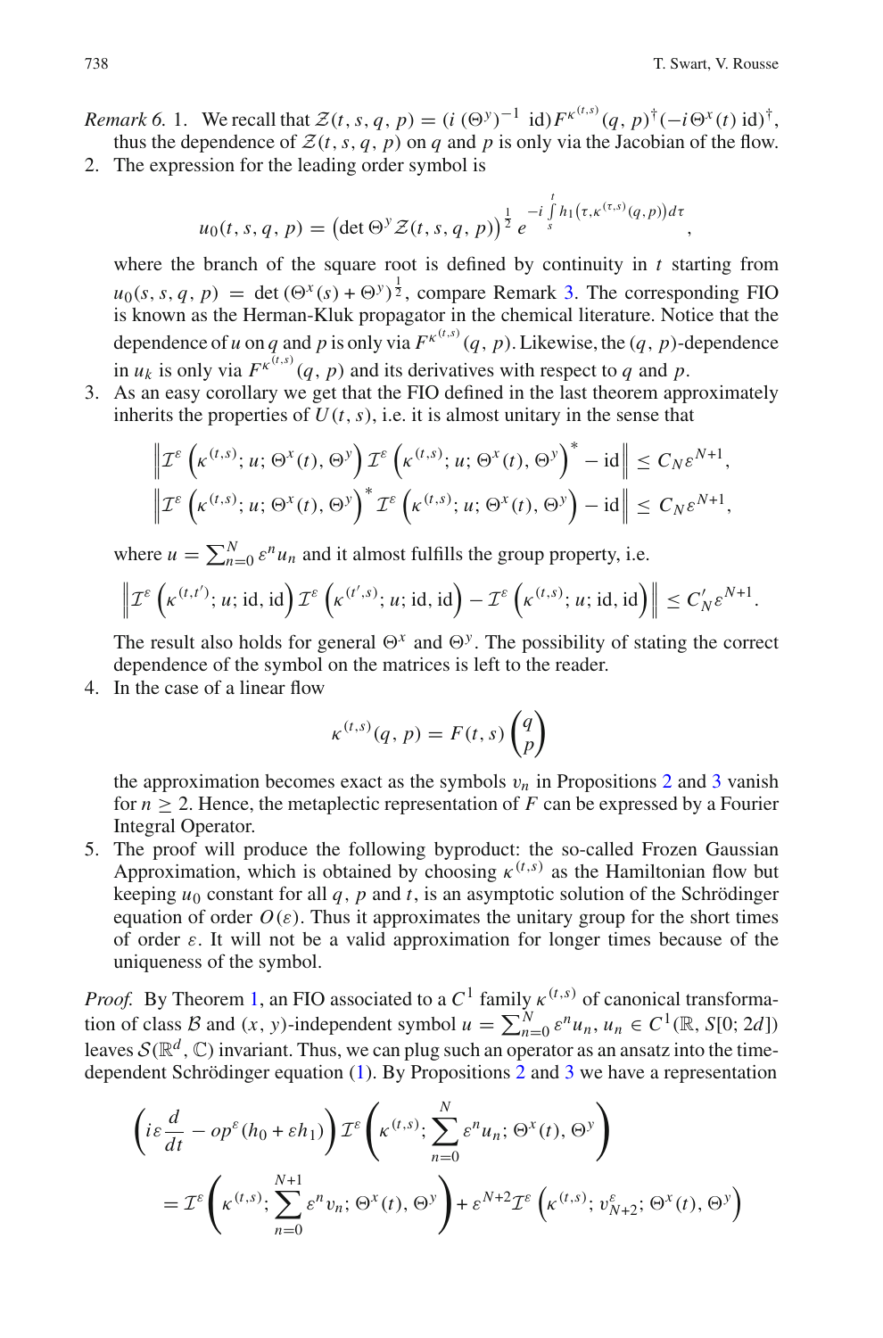*Remark 6.* 1. We recall that $\mathcal{Z}(t,s,q,p) = (i\,(\Theta^y)^{-1}\ \mathrm{id})F^{\kappa^{(t,s)}}(q,p)^\dagger(-i\Theta^x(t)\ \mathrm{id})^\dagger$, thus the dependence of $\mathcal{Z}(t,s,q,p)$ on $q$ and $p$ is only via the Jacobian of the flow.

2. The expression for the leading order symbol is

$$u_0(t,s,q,p) = \left(\det \Theta^y \mathcal{Z}(t,s,q,p)\right)^{\frac{1}{2}} e^{-i\int_s^t h_1\left(\tau,\kappa^{(\tau,s)}(q,p)\right)d\tau},$$

where the branch of the square root is defined by continuity in $t$ starting from $u_0(s,s,q,p) = \det(\Theta^x(s)+\Theta^y)^{\frac{1}{2}}$, compare Remark 3. The corresponding FIO is known as the Herman-Kluk propagator in the chemical literature. Notice that the dependence of $u$ on $q$ and $p$ is only via $F^{\kappa^{(t,s)}}(q,p)$. Likewise, the $(q,p)$-dependence in $u_k$ is only via $F^{\kappa^{(t,s)}}(q,p)$ and its derivatives with respect to $q$ and $p$.

3. As an easy corollary we get that the FIO defined in the last theorem approximately inherits the properties of $U(t,s)$, i.e. it is almost unitary in the sense that

$$\left\| \mathcal{I}^\varepsilon\left(\kappa^{(t,s)}; u; \Theta^x(t), \Theta^y\right) \mathcal{I}^\varepsilon\left(\kappa^{(t,s)}; u; \Theta^x(t), \Theta^y\right)^* - \mathrm{id}\right\| \le C_N \varepsilon^{N+1},$$

$$\left\| \mathcal{I}^\varepsilon\left(\kappa^{(t,s)}; u; \Theta^x(t), \Theta^y\right)^* \mathcal{I}^\varepsilon\left(\kappa^{(t,s)}; u; \Theta^x(t), \Theta^y\right) - \mathrm{id}\right\| \le C_N \varepsilon^{N+1},$$

where $u = \sum_{n=0}^N \varepsilon^n u_n$ and it almost fulfills the group property, i.e.

$$\left\| \mathcal{I}^\varepsilon\left(\kappa^{(t,t')}; u; \mathrm{id}, \mathrm{id}\right) \mathcal{I}^\varepsilon\left(\kappa^{(t',s)}; u; \mathrm{id}, \mathrm{id}\right) - \mathcal{I}^\varepsilon\left(\kappa^{(t,s)}; u; \mathrm{id}, \mathrm{id}\right)\right\| \le C'_N \varepsilon^{N+1}.$$

The result also holds for general $\Theta^x$ and $\Theta^y$. The possibility of stating the correct dependence of the symbol on the matrices is left to the reader.

4. In the case of a linear flow

$$\kappa^{(t,s)}(q,p) = F(t,s)\begin{pmatrix} q \\ p \end{pmatrix}$$

the approximation becomes exact as the symbols $v_n$ in Propositions 2 and 3 vanish for $n \ge 2$. Hence, the metaplectic representation of $F$ can be expressed by a Fourier Integral Operator.

5. The proof will produce the following byproduct: the so-called Frozen Gaussian Approximation, which is obtained by choosing $\kappa^{(t,s)}$ as the Hamiltonian flow but keeping $u_0$ constant for all $q$, $p$ and $t$, is an asymptotic solution of the Schrödinger equation of order $O(\varepsilon)$. Thus it approximates the unitary group for the short times of order $\varepsilon$. It will not be a valid approximation for longer times because of the uniqueness of the symbol.

*Proof.* By Theorem 1, an FIO associated to a $C^1$ family $\kappa^{(t,s)}$ of canonical transformation of class $\mathcal{B}$ and $(x,y)$-independent symbol $u = \sum_{n=0}^N \varepsilon^n u_n$, $u_n \in C^1(\mathbb{R}, S[0;2d])$ leaves $\mathcal{S}(\mathbb{R}^d, \mathbb{C})$ invariant. Thus, we can plug such an operator as an ansatz into the time-dependent Schrödinger equation (1). By Propositions 2 and 3 we have a representation

$$\left(i\varepsilon\frac{d}{dt} - op^\varepsilon(h_0+\varepsilon h_1)\right)\mathcal{I}^\varepsilon\left(\kappa^{(t,s)}; \sum_{n=0}^N \varepsilon^n u_n; \Theta^x(t), \Theta^y\right)$$
$$= \mathcal{I}^\varepsilon\left(\kappa^{(t,s)}; \sum_{n=0}^{N+1} \varepsilon^n v_n; \Theta^x(t), \Theta^y\right) + \varepsilon^{N+2}\mathcal{I}^\varepsilon\left(\kappa^{(t,s)}; v^\varepsilon_{N+2}; \Theta^x(t), \Theta^y\right)$$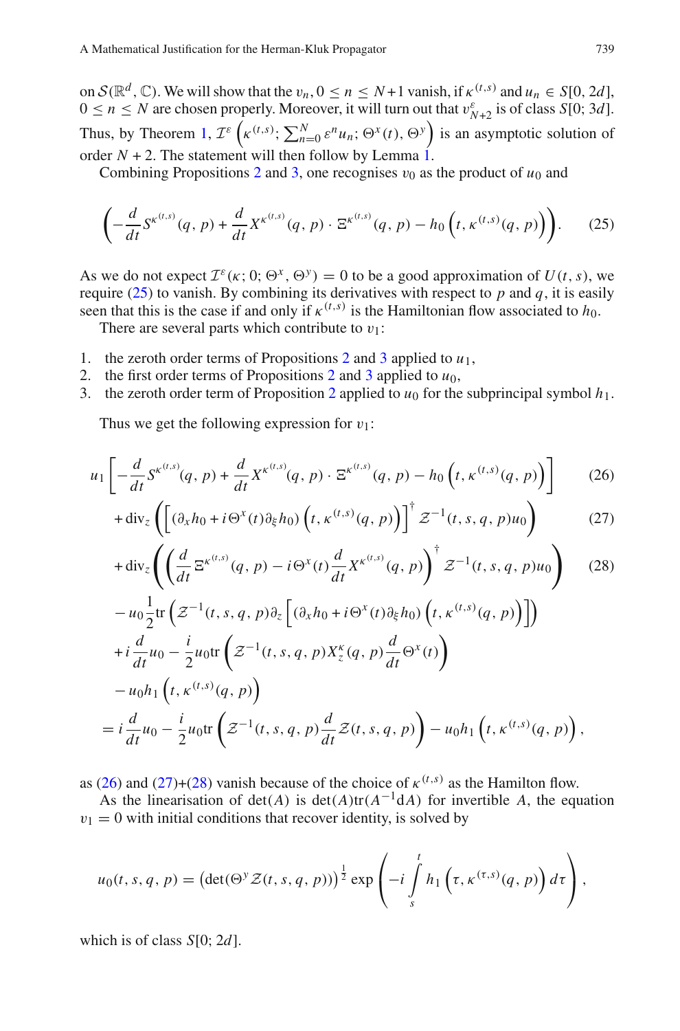on $\mathcal{S}(\mathbb{R}^d, \mathbb{C})$. We will show that the $v_n, 0 \le n \le N+1$ vanish, if $\kappa^{(t,s)}$ and $u_n \in S[0, 2d]$, $0 \le n \le N$ are chosen properly. Moreover, it will turn out that $v^{\varepsilon}_{N+2}$ is of class $S[0; 3d]$. Thus, by Theorem 1, $\mathcal{I}^{\varepsilon}\left(\kappa^{(t,s)}; \sum_{n=0}^{N} \varepsilon^n u_n; \Theta^x(t), \Theta^y\right)$ is an asymptotic solution of order $N+2$. The statement will then follow by Lemma 1.

Combining Propositions 2 and 3, one recognises $v_0$ as the product of $u_0$ and

$$\left(-\frac{d}{dt} S^{\kappa^{(t,s)}}(q, p) + \frac{d}{dt} X^{\kappa^{(t,s)}}(q, p) \cdot \Xi^{\kappa^{(t,s)}}(q, p) - h_0\left(t, \kappa^{(t,s)}(q, p)\right)\right). \tag{25}$$

As we do not expect $\mathcal{I}^{\varepsilon}(\kappa; 0; \Theta^x, \Theta^y) = 0$ to be a good approximation of $U(t, s)$, we require (25) to vanish. By combining its derivatives with respect to $p$ and $q$, it is easily seen that this is the case if and only if $\kappa^{(t,s)}$ is the Hamiltonian flow associated to $h_0$.

There are several parts which contribute to $v_1$:

1. the zeroth order terms of Propositions 2 and 3 applied to $u_1$,
2. the first order terms of Propositions 2 and 3 applied to $u_0$,
3. the zeroth order term of Proposition 2 applied to $u_0$ for the subprincipal symbol $h_1$.

Thus we get the following expression for $v_1$:

$$u_1\left[-\frac{d}{dt} S^{\kappa^{(t,s)}}(q, p) + \frac{d}{dt} X^{\kappa^{(t,s)}}(q, p) \cdot \Xi^{\kappa^{(t,s)}}(q, p) - h_0\left(t, \kappa^{(t,s)}(q, p)\right)\right] \tag{26}$$

$$+\operatorname{div}_z\left(\left[\left(\partial_x h_0 + i\Theta^x(t)\partial_\xi h_0\right)\left(t, \kappa^{(t,s)}(q, p)\right)\right]^{\dagger} \mathcal{Z}^{-1}(t, s, q, p) u_0\right) \tag{27}$$

$$+\operatorname{div}_z\left(\left(\frac{d}{dt}\Xi^{\kappa^{(t,s)}}(q, p) - i\Theta^x(t)\frac{d}{dt} X^{\kappa^{(t,s)}}(q, p)\right)^{\dagger} \mathcal{Z}^{-1}(t, s, q, p) u_0\right) \tag{28}$$

$$\begin{aligned}
&- u_0 \frac{1}{2} \operatorname{tr}\left(\mathcal{Z}^{-1}(t, s, q, p)\partial_z\left[\left(\partial_x h_0 + i\Theta^x(t)\partial_\xi h_0\right)\left(t, \kappa^{(t,s)}(q, p)\right)\right]\right) \\
&+ i\frac{d}{dt}u_0 - \frac{i}{2}u_0 \operatorname{tr}\left(\mathcal{Z}^{-1}(t, s, q, p) X^{\kappa}_z(q, p)\frac{d}{dt}\Theta^x(t)\right) \\
&- u_0 h_1\left(t, \kappa^{(t,s)}(q, p)\right) \\
&= i\frac{d}{dt}u_0 - \frac{i}{2}u_0 \operatorname{tr}\left(\mathcal{Z}^{-1}(t, s, q, p)\frac{d}{dt}\mathcal{Z}(t, s, q, p)\right) - u_0 h_1\left(t, \kappa^{(t,s)}(q, p)\right),
\end{aligned}$$

as (26) and (27)+(28) vanish because of the choice of $\kappa^{(t,s)}$ as the Hamilton flow.

As the linearisation of $\det(A)$ is $\det(A)\operatorname{tr}(A^{-1}\mathrm{d}A)$ for invertible $A$, the equation $v_1 = 0$ with initial conditions that recover identity, is solved by

$$u_0(t, s, q, p) = \left(\det(\Theta^y \mathcal{Z}(t, s, q, p))\right)^{\frac{1}{2}} \exp\left(-i\int_s^t h_1\left(\tau, \kappa^{(\tau,s)}(q, p)\right) d\tau\right),$$

which is of class $S[0; 2d]$.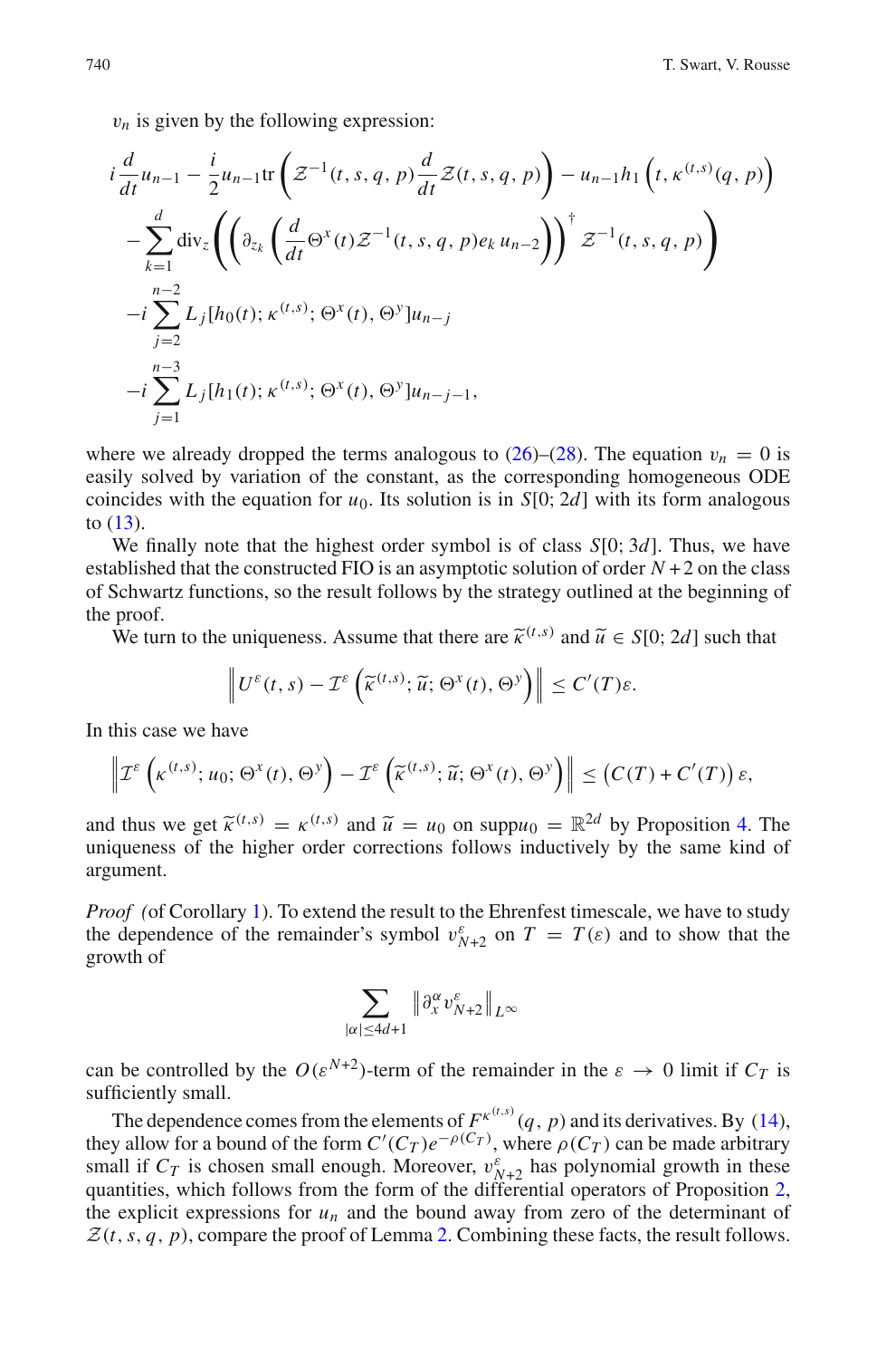$v_n$ is given by the following expression:

$$
\begin{aligned}
& i\frac{d}{dt}u_{n-1} - \frac{i}{2}u_{n-1}\mathrm{tr}\left(\mathcal{Z}^{-1}(t,s,q,p)\frac{d}{dt}\mathcal{Z}(t,s,q,p)\right) - u_{n-1}h_1\left(t,\kappa^{(t,s)}(q,p)\right) \\
& \quad - \sum_{k=1}^{d}\mathrm{div}_z\left(\left(\partial_{z_k}\left(\frac{d}{dt}\Theta^x(t)\mathcal{Z}^{-1}(t,s,q,p)e_k\,u_{n-2}\right)\right)^{\dagger}\mathcal{Z}^{-1}(t,s,q,p)\right) \\
& \quad -i\sum_{j=2}^{n-2}L_j[h_0(t);\kappa^{(t,s)};\Theta^x(t),\Theta^y]u_{n-j} \\
& \quad -i\sum_{j=1}^{n-3}L_j[h_1(t);\kappa^{(t,s)};\Theta^x(t),\Theta^y]u_{n-j-1},
\end{aligned}
$$

where we already dropped the terms analogous to (26)–(28). The equation $v_n = 0$ is easily solved by variation of the constant, as the corresponding homogeneous ODE coincides with the equation for $u_0$. Its solution is in $S[0; 2d]$ with its form analogous to (13).

We finally note that the highest order symbol is of class $S[0; 3d]$. Thus, we have established that the constructed FIO is an asymptotic solution of order $N+2$ on the class of Schwartz functions, so the result follows by the strategy outlined at the beginning of the proof.

We turn to the uniqueness. Assume that there are $\widetilde{\kappa}^{(t,s)}$ and $\widetilde{u} \in S[0; 2d]$ such that

$$
\left\| U^{\varepsilon}(t,s) - \mathcal{I}^{\varepsilon}\left(\widetilde{\kappa}^{(t,s)};\widetilde{u};\Theta^x(t),\Theta^y\right)\right\| \leq C'(T)\varepsilon.
$$

In this case we have

$$
\left\| \mathcal{I}^{\varepsilon}\left(\kappa^{(t,s)};u_0;\Theta^x(t),\Theta^y\right) - \mathcal{I}^{\varepsilon}\left(\widetilde{\kappa}^{(t,s)};\widetilde{u};\Theta^x(t),\Theta^y\right)\right\| \leq \left(C(T)+C'(T)\right)\varepsilon,
$$

and thus we get $\widetilde{\kappa}^{(t,s)} = \kappa^{(t,s)}$ and $\widetilde{u} = u_0$ on $\mathrm{supp} u_0 = \mathbb{R}^{2d}$ by Proposition 4. The uniqueness of the higher order corrections follows inductively by the same kind of argument.

*Proof (*of Corollary 1). To extend the result to the Ehrenfest timescale, we have to study the dependence of the remainder's symbol $v^{\varepsilon}_{N+2}$ on $T = T(\varepsilon)$ and to show that the growth of

$$
\sum_{|\alpha|\leq 4d+1}\left\|\partial_x^{\alpha}v^{\varepsilon}_{N+2}\right\|_{L^{\infty}}
$$

can be controlled by the $O(\varepsilon^{N+2})$-term of the remainder in the $\varepsilon \to 0$ limit if $C_T$ is sufficiently small.

The dependence comes from the elements of $F^{\kappa^{(t,s)}}(q,p)$ and its derivatives. By (14), they allow for a bound of the form $C'(C_T)e^{-\rho(C_T)}$, where $\rho(C_T)$ can be made arbitrary small if $C_T$ is chosen small enough. Moreover, $v^{\varepsilon}_{N+2}$ has polynomial growth in these quantities, which follows from the form of the differential operators of Proposition 2, the explicit expressions for $u_n$ and the bound away from zero of the determinant of $\mathcal{Z}(t,s,q,p)$, compare the proof of Lemma 2. Combining these facts, the result follows.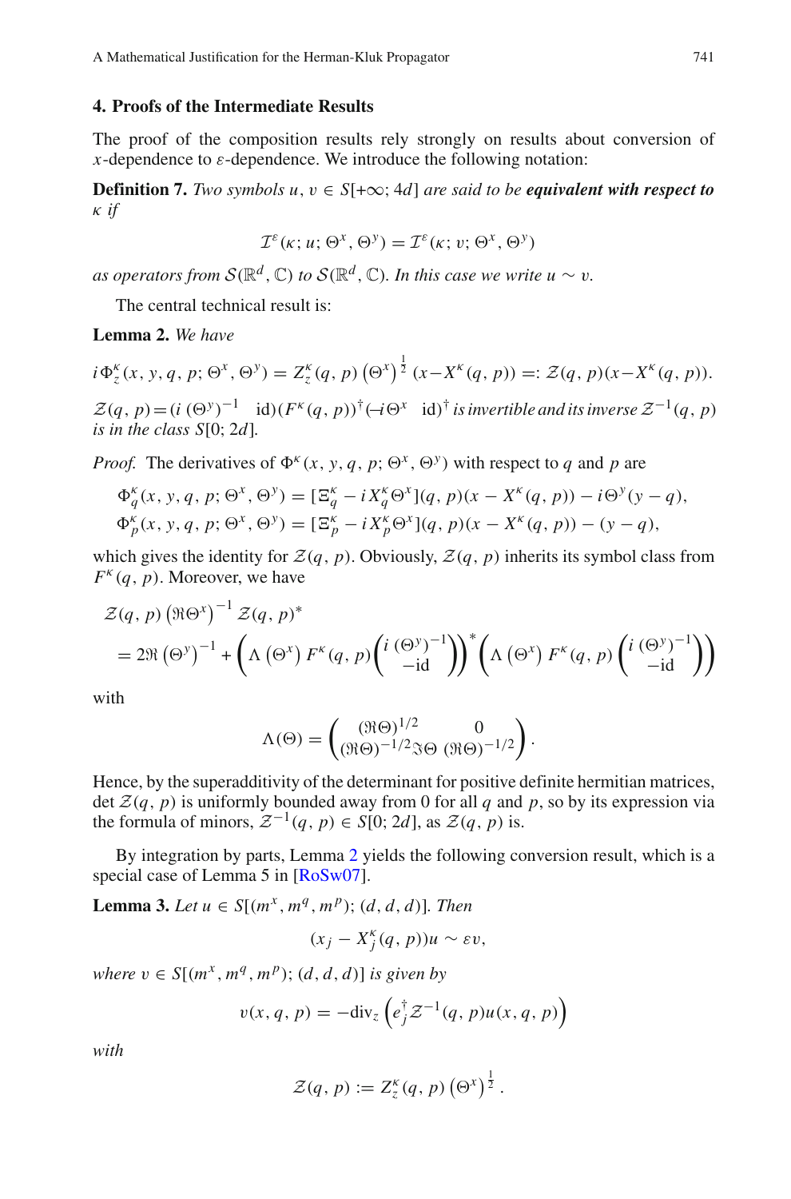## 4. Proofs of the Intermediate Results

The proof of the composition results rely strongly on results about conversion of $x$-dependence to $\varepsilon$-dependence. We introduce the following notation:

**Definition 7.** *Two symbols $u, v \in S[+\infty; 4d]$ are said to be **equivalent with respect to** $\kappa$ if*

$$\mathcal{I}^{\varepsilon}(\kappa; u; \Theta^x, \Theta^y) = \mathcal{I}^{\varepsilon}(\kappa; v; \Theta^x, \Theta^y)$$

*as operators from $\mathcal{S}(\mathbb{R}^d, \mathbb{C})$ to $\mathcal{S}(\mathbb{R}^d, \mathbb{C})$. In this case we write $u \sim v$.*

The central technical result is:

**Lemma 2.** *We have*

$$i\Phi_z^{\kappa}(x, y, q, p; \Theta^x, \Theta^y) = Z_z^{\kappa}(q, p)\left(\Theta^x\right)^{\frac{1}{2}}(x - X^{\kappa}(q, p)) =: \mathcal{Z}(q, p)(x - X^{\kappa}(q, p)).$$

*$\mathcal{Z}(q, p) = (i\,(\Theta^y)^{-1} \quad \mathrm{id})(F^{\kappa}(q, p))^{\dagger}(-i\Theta^x \quad \mathrm{id})^{\dagger}$ is invertible and its inverse $\mathcal{Z}^{-1}(q, p)$ is in the class $S[0; 2d]$.*

*Proof.* The derivatives of $\Phi^{\kappa}(x, y, q, p; \Theta^x, \Theta^y)$ with respect to $q$ and $p$ are

$$\Phi_q^{\kappa}(x, y, q, p; \Theta^x, \Theta^y) = [\Xi_q^{\kappa} - iX_q^{\kappa}\Theta^x](q, p)(x - X^{\kappa}(q, p)) - i\Theta^y(y - q),$$
$$\Phi_p^{\kappa}(x, y, q, p; \Theta^x, \Theta^y) = [\Xi_p^{\kappa} - iX_p^{\kappa}\Theta^x](q, p)(x - X^{\kappa}(q, p)) - (y - q),$$

which gives the identity for $\mathcal{Z}(q, p)$. Obviously, $\mathcal{Z}(q, p)$ inherits its symbol class from $F^{\kappa}(q, p)$. Moreover, we have

$$\begin{aligned}
&\mathcal{Z}(q, p)\left(\Re\Theta^x\right)^{-1}\mathcal{Z}(q, p)^* \\
&= 2\Re\left(\Theta^y\right)^{-1} + \left(\Lambda\left(\Theta^x\right)F^{\kappa}(q, p)\begin{pmatrix} i\,(\Theta^y)^{-1} \\ -\mathrm{id}\end{pmatrix}\right)^*\left(\Lambda\left(\Theta^x\right)F^{\kappa}(q, p)\begin{pmatrix} i\,(\Theta^y)^{-1} \\ -\mathrm{id}\end{pmatrix}\right)
\end{aligned}$$

with

$$\Lambda(\Theta) = \begin{pmatrix} (\Re\Theta)^{1/2} & 0 \\ (\Re\Theta)^{-1/2}\Im\Theta & (\Re\Theta)^{-1/2}\end{pmatrix}.$$

Hence, by the superadditivity of the determinant for positive definite hermitian matrices, $\det\mathcal{Z}(q, p)$ is uniformly bounded away from 0 for all $q$ and $p$, so by its expression via the formula of minors, $\mathcal{Z}^{-1}(q, p) \in S[0; 2d]$, as $\mathcal{Z}(q, p)$ is.

By integration by parts, Lemma 2 yields the following conversion result, which is a special case of Lemma 5 in [RoSw07].

**Lemma 3.** *Let $u \in S[(m^x, m^q, m^p); (d, d, d)]$. Then*

$$(x_j - X_j^{\kappa}(q, p))u \sim \varepsilon v,$$

*where $v \in S[(m^x, m^q, m^p); (d, d, d)]$ is given by*

$$v(x, q, p) = -\mathrm{div}_z\left(e_j^{\dagger}\mathcal{Z}^{-1}(q, p)u(x, q, p)\right)$$

*with*

$$\mathcal{Z}(q, p) := Z_z^{\kappa}(q, p)\left(\Theta^x\right)^{\frac{1}{2}}.$$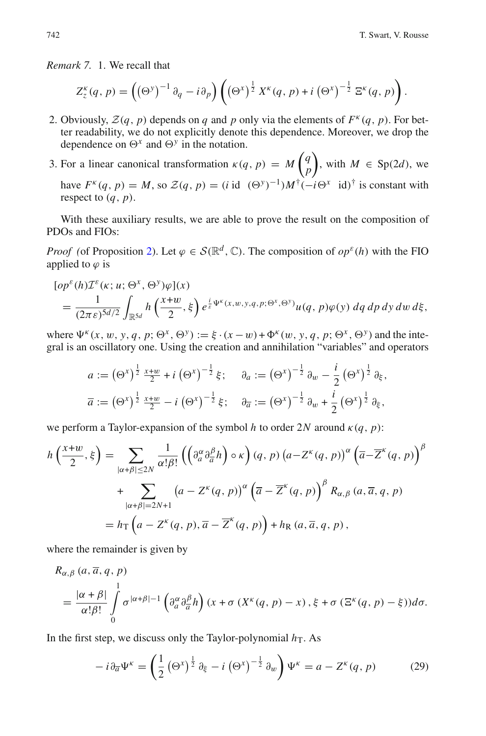*Remark 7.* 1. We recall that

$$Z_z^\kappa(q,p) = \left(\left(\Theta^y\right)^{-1}\partial_q - i\partial_p\right)\left(\left(\Theta^x\right)^{\frac{1}{2}} X^\kappa(q,p) + i\left(\Theta^x\right)^{-\frac{1}{2}}\Xi^\kappa(q,p)\right).$$

2. Obviously, $\mathcal{Z}(q,p)$ depends on $q$ and $p$ only via the elements of $F^\kappa(q,p)$. For better readability, we do not explicitly denote this dependence. Moreover, we drop the dependence on $\Theta^x$ and $\Theta^y$ in the notation.
3. For a linear canonical transformation $\kappa(q,p) = M\begin{pmatrix} q \\ p \end{pmatrix}$, with $M \in \mathrm{Sp}(2d)$, we have $F^\kappa(q,p) = M$, so $\mathcal{Z}(q,p) = (i\,\mathrm{id} \quad (\Theta^y)^{-1})M^\dagger(-i\Theta^x \quad \mathrm{id})^\dagger$ is constant with respect to $(q,p)$.

With these auxiliary results, we are able to prove the result on the composition of PDOs and FIOs:

*Proof* (of Proposition 2). Let $\varphi \in \mathcal{S}(\mathbb{R}^d,\mathbb{C})$. The composition of $op^\varepsilon(h)$ with the FIO applied to $\varphi$ is

$$\begin{aligned}
&[op^\varepsilon(h)\mathcal{I}^\varepsilon(\kappa;u;\Theta^x,\Theta^y)\varphi](x) \\
&= \frac{1}{(2\pi\varepsilon)^{5d/2}}\int_{\mathbb{R}^{5d}} h\left(\frac{x+w}{2},\xi\right) e^{\frac{i}{\varepsilon}\Psi^\kappa(x,w,y,q,p;\Theta^x,\Theta^y)} u(q,p)\varphi(y)\,dq\,dp\,dy\,dw\,d\xi,
\end{aligned}$$

where $\Psi^\kappa(x,w,y,q,p;\Theta^x,\Theta^y) := \xi\cdot(x-w) + \Phi^\kappa(w,y,q,p;\Theta^x,\Theta^y)$ and the integral is an oscillatory one. Using the creation and annihilation "variables" and operators

$$\begin{aligned}
a &:= \left(\Theta^x\right)^{\frac{1}{2}}\tfrac{x+w}{2} + i\left(\Theta^x\right)^{-\frac{1}{2}}\xi; \quad \partial_a := \left(\Theta^x\right)^{-\frac{1}{2}}\partial_w - \frac{i}{2}\left(\Theta^x\right)^{\frac{1}{2}}\partial_\xi, \\
\overline{a} &:= \left(\Theta^x\right)^{\frac{1}{2}}\tfrac{x+w}{2} - i\left(\Theta^x\right)^{-\frac{1}{2}}\xi; \quad \partial_{\overline{a}} := \left(\Theta^x\right)^{-\frac{1}{2}}\partial_w + \frac{i}{2}\left(\Theta^x\right)^{\frac{1}{2}}\partial_\xi,
\end{aligned}$$

we perform a Taylor-expansion of the symbol $h$ to order $2N$ around $\kappa(q,p)$:

$$\begin{aligned}
h\left(\frac{x+w}{2},\xi\right) &= \sum_{|\alpha+\beta|\le 2N}\frac{1}{\alpha!\beta!}\left(\left(\partial_a^\alpha\partial_{\overline{a}}^\beta h\right)\circ\kappa\right)(q,p)\left(a-Z^\kappa(q,p)\right)^\alpha\left(\overline{a}-\overline{Z}^\kappa(q,p)\right)^\beta \\
&\quad + \sum_{|\alpha+\beta|=2N+1}\left(a-Z^\kappa(q,p)\right)^\alpha\left(\overline{a}-\overline{Z}^\kappa(q,p)\right)^\beta R_{\alpha,\beta}\left(a,\overline{a},q,p\right) \\
&= h_{\mathrm{T}}\left(a-Z^\kappa(q,p),\overline{a}-\overline{Z}^\kappa(q,p)\right) + h_{\mathrm{R}}\left(a,\overline{a},q,p\right),
\end{aligned}$$

where the remainder is given by

$$\begin{aligned}
&R_{\alpha,\beta}\left(a,\overline{a},q,p\right) \\
&= \frac{|\alpha+\beta|}{\alpha!\beta!}\int_0^1 \sigma^{|\alpha+\beta|-1}\left(\partial_a^\alpha\partial_{\overline{a}}^\beta h\right)\left(x+\sigma\left(X^\kappa(q,p)-x\right),\xi+\sigma\left(\Xi^\kappa(q,p)-\xi\right)\right)d\sigma.
\end{aligned}$$

In the first step, we discuss only the Taylor-polynomial $h_{\mathrm{T}}$. As

$$-i\partial_{\overline{a}}\Psi^\kappa = \left(\frac{1}{2}\left(\Theta^x\right)^{\frac{1}{2}}\partial_\xi - i\left(\Theta^x\right)^{-\frac{1}{2}}\partial_w\right)\Psi^\kappa = a - Z^\kappa(q,p) \tag{29}$$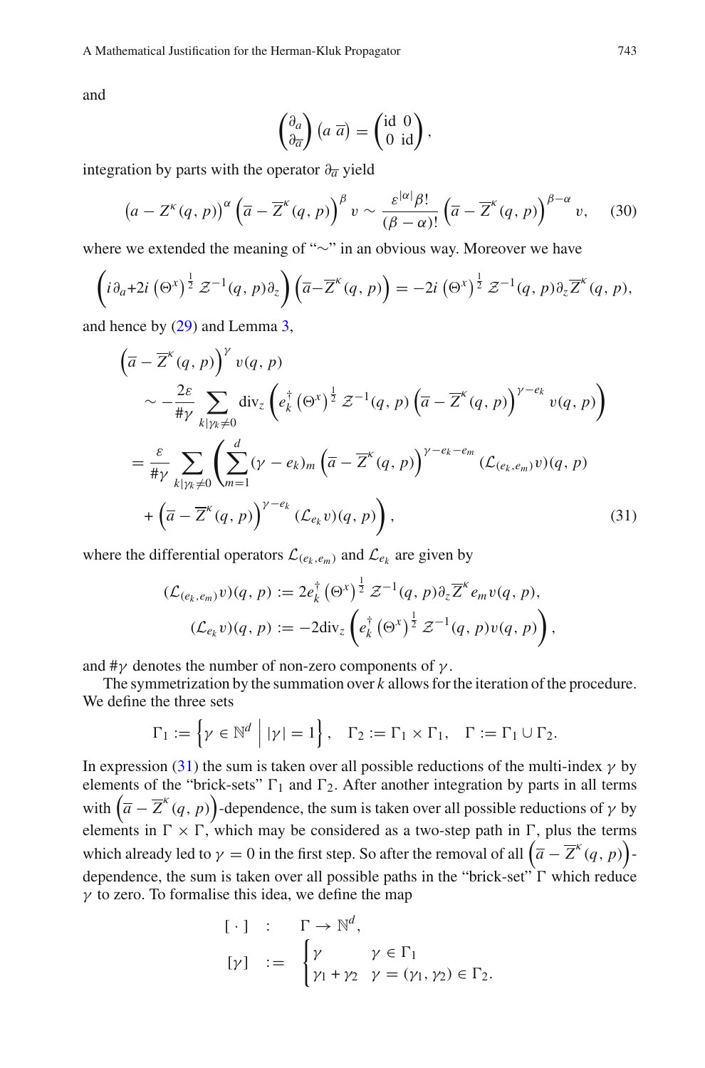and

$$\begin{pmatrix} \partial_a \\ \partial_{\overline{a}} \end{pmatrix} \begin{pmatrix} a & \overline{a} \end{pmatrix} = \begin{pmatrix} \mathrm{id} & 0 \\ 0 & \mathrm{id} \end{pmatrix},$$

integration by parts with the operator $\partial_{\overline{a}}$ yield

$$\left(a - Z^{\kappa}(q,p)\right)^{\alpha} \left(\overline{a} - \overline{Z}^{\kappa}(q,p)\right)^{\beta} v \sim \frac{\varepsilon^{|\alpha|}\beta!}{(\beta-\alpha)!} \left(\overline{a} - \overline{Z}^{\kappa}(q,p)\right)^{\beta-\alpha} v, \tag{30}$$

where we extended the meaning of "$\sim$" in an obvious way. Moreover we have

$$\left(i\partial_a + 2i \left(\Theta^x\right)^{\frac{1}{2}} \mathcal{Z}^{-1}(q,p)\partial_z\right) \left(\overline{a} - \overline{Z}^{\kappa}(q,p)\right) = -2i \left(\Theta^x\right)^{\frac{1}{2}} \mathcal{Z}^{-1}(q,p)\partial_z \overline{Z}^{\kappa}(q,p),$$

and hence by (29) and Lemma 3,

$$\begin{aligned}
&\left(\overline{a} - \overline{Z}^{\kappa}(q,p)\right)^{\gamma} v(q,p) \\
&\quad \sim -\frac{2\varepsilon}{\#\gamma} \sum_{k|\gamma_k \neq 0} \mathrm{div}_z \left(e_k^{\dagger} \left(\Theta^x\right)^{\frac{1}{2}} \mathcal{Z}^{-1}(q,p) \left(\overline{a} - \overline{Z}^{\kappa}(q,p)\right)^{\gamma - e_k} v(q,p)\right) \\
&\quad = \frac{\varepsilon}{\#\gamma} \sum_{k|\gamma_k \neq 0} \left(\sum_{m=1}^{d} (\gamma - e_k)_m \left(\overline{a} - \overline{Z}^{\kappa}(q,p)\right)^{\gamma - e_k - e_m} (\mathcal{L}_{(e_k,e_m)} v)(q,p)\right. \\
&\qquad \left. + \left(\overline{a} - \overline{Z}^{\kappa}(q,p)\right)^{\gamma - e_k} (\mathcal{L}_{e_k} v)(q,p)\right),
\end{aligned} \tag{31}$$

where the differential operators $\mathcal{L}_{(e_k,e_m)}$ and $\mathcal{L}_{e_k}$ are given by

$$\begin{aligned}
(\mathcal{L}_{(e_k,e_m)} v)(q,p) &:= 2e_k^{\dagger} \left(\Theta^x\right)^{\frac{1}{2}} \mathcal{Z}^{-1}(q,p)\partial_z \overline{Z}^{\kappa} e_m v(q,p), \\
(\mathcal{L}_{e_k} v)(q,p) &:= -2\mathrm{div}_z \left(e_k^{\dagger} \left(\Theta^x\right)^{\frac{1}{2}} \mathcal{Z}^{-1}(q,p) v(q,p)\right),
\end{aligned}$$

and $\#\gamma$ denotes the number of non-zero components of $\gamma$.

The symmetrization by the summation over $k$ allows for the iteration of the procedure. We define the three sets

$$\Gamma_1 := \left\{\gamma \in \mathbb{N}^d \,\middle|\, |\gamma| = 1\right\}, \quad \Gamma_2 := \Gamma_1 \times \Gamma_1, \quad \Gamma := \Gamma_1 \cup \Gamma_2.$$

In expression (31) the sum is taken over all possible reductions of the multi-index $\gamma$ by elements of the "brick-sets" $\Gamma_1$ and $\Gamma_2$. After another integration by parts in all terms with $\left(\overline{a} - \overline{Z}^{\kappa}(q,p)\right)$-dependence, the sum is taken over all possible reductions of $\gamma$ by elements in $\Gamma \times \Gamma$, which may be considered as a two-step path in $\Gamma$, plus the terms which already led to $\gamma = 0$ in the first step. So after the removal of all $\left(\overline{a} - \overline{Z}^{\kappa}(q,p)\right)$-dependence, the sum is taken over all possible paths in the "brick-set" $\Gamma$ which reduce $\gamma$ to zero. To formalise this idea, we define the map

$$\begin{aligned}
[\,\cdot\,] \quad &: \quad \Gamma \to \mathbb{N}^d, \\
[\gamma] \quad &:= \begin{cases} \gamma & \gamma \in \Gamma_1 \\ \gamma_1 + \gamma_2 & \gamma = (\gamma_1, \gamma_2) \in \Gamma_2. \end{cases}
\end{aligned}$$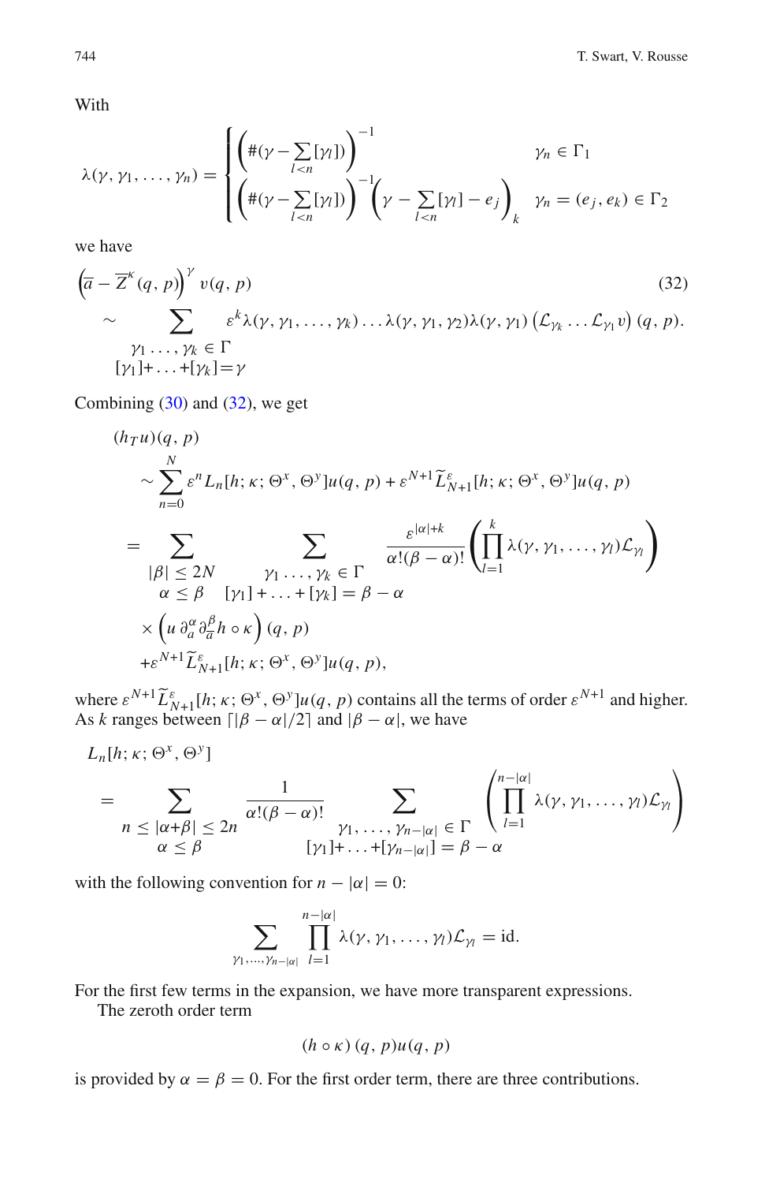With

$$
\lambda(\gamma, \gamma_1, \ldots, \gamma_n) = \begin{cases} \left( \#(\gamma - \sum_{l<n} [\gamma_l]) \right)^{-1} & \gamma_n \in \Gamma_1 \\ \left( \#(\gamma - \sum_{l<n} [\gamma_l]) \right)^{-1} \left( \gamma - \sum_{l<n} [\gamma_l] - e_j \right)_k & \gamma_n = (e_j, e_k) \in \Gamma_2 \end{cases}
$$

we have

$$
\left(\overline{a} - \overline{Z}^{\kappa}(q,p)\right)^{\gamma} v(q,p) \tag{32}
$$

$$
\sim \sum_{\substack{\gamma_1 \ldots, \gamma_k \in \Gamma \\ [\gamma_1] + \ldots + [\gamma_k] = \gamma}} \varepsilon^k \lambda(\gamma, \gamma_1, \ldots, \gamma_k) \ldots \lambda(\gamma, \gamma_1, \gamma_2) \lambda(\gamma, \gamma_1) \left( \mathcal{L}_{\gamma_k} \ldots \mathcal{L}_{\gamma_1} v \right)(q,p).
$$

Combining (30) and (32), we get

$$
\begin{aligned}
&(h_T u)(q,p) \\
&\quad \sim \sum_{n=0}^{N} \varepsilon^n L_n[h; \kappa; \Theta^x, \Theta^y] u(q,p) + \varepsilon^{N+1} \widetilde{L}^{\varepsilon}_{N+1}[h; \kappa; \Theta^x, \Theta^y] u(q,p) \\
&\quad = \sum_{\substack{|\beta| \le 2N \\ \alpha \le \beta}} \sum_{\substack{\gamma_1 \ldots, \gamma_k \in \Gamma \\ [\gamma_1] + \ldots + [\gamma_k] = \beta - \alpha}} \frac{\varepsilon^{|\alpha|+k}}{\alpha!(\beta-\alpha)!} \left( \prod_{l=1}^{k} \lambda(\gamma, \gamma_1, \ldots, \gamma_l) \mathcal{L}_{\gamma_l} \right) \\
&\quad \times \left( u \, \partial_a^{\alpha} \partial_{\overline{a}}^{\beta} h \circ \kappa \right)(q,p) \\
&\quad + \varepsilon^{N+1} \widetilde{L}^{\varepsilon}_{N+1}[h; \kappa; \Theta^x, \Theta^y] u(q,p),
\end{aligned}
$$

where $\varepsilon^{N+1} \widetilde{L}^{\varepsilon}_{N+1}[h; \kappa; \Theta^x, \Theta^y] u(q,p)$ contains all the terms of order $\varepsilon^{N+1}$ and higher. As $k$ ranges between $\lceil |\beta - \alpha|/2 \rceil$ and $|\beta - \alpha|$, we have

$$
\begin{aligned}
&L_n[h; \kappa; \Theta^x, \Theta^y] \\
&= \sum_{\substack{n \le |\alpha + \beta| \le 2n \\ \alpha \le \beta}} \frac{1}{\alpha!(\beta-\alpha)!} \sum_{\substack{\gamma_1, \ldots, \gamma_{n-|\alpha|} \in \Gamma \\ [\gamma_1] + \ldots + [\gamma_{n-|\alpha|}] = \beta - \alpha}} \left( \prod_{l=1}^{n-|\alpha|} \lambda(\gamma, \gamma_1, \ldots, \gamma_l) \mathcal{L}_{\gamma_l} \right)
\end{aligned}
$$

with the following convention for $n - |\alpha| = 0$:

$$
\sum_{\gamma_1, \ldots, \gamma_{n-|\alpha|}} \prod_{l=1}^{n-|\alpha|} \lambda(\gamma, \gamma_1, \ldots, \gamma_l) \mathcal{L}_{\gamma_l} = \mathrm{id}.
$$

For the first few terms in the expansion, we have more transparent expressions.

The zeroth order term

$$
(h \circ \kappa)(q,p) u(q,p)
$$

is provided by $\alpha = \beta = 0$. For the first order term, there are three contributions.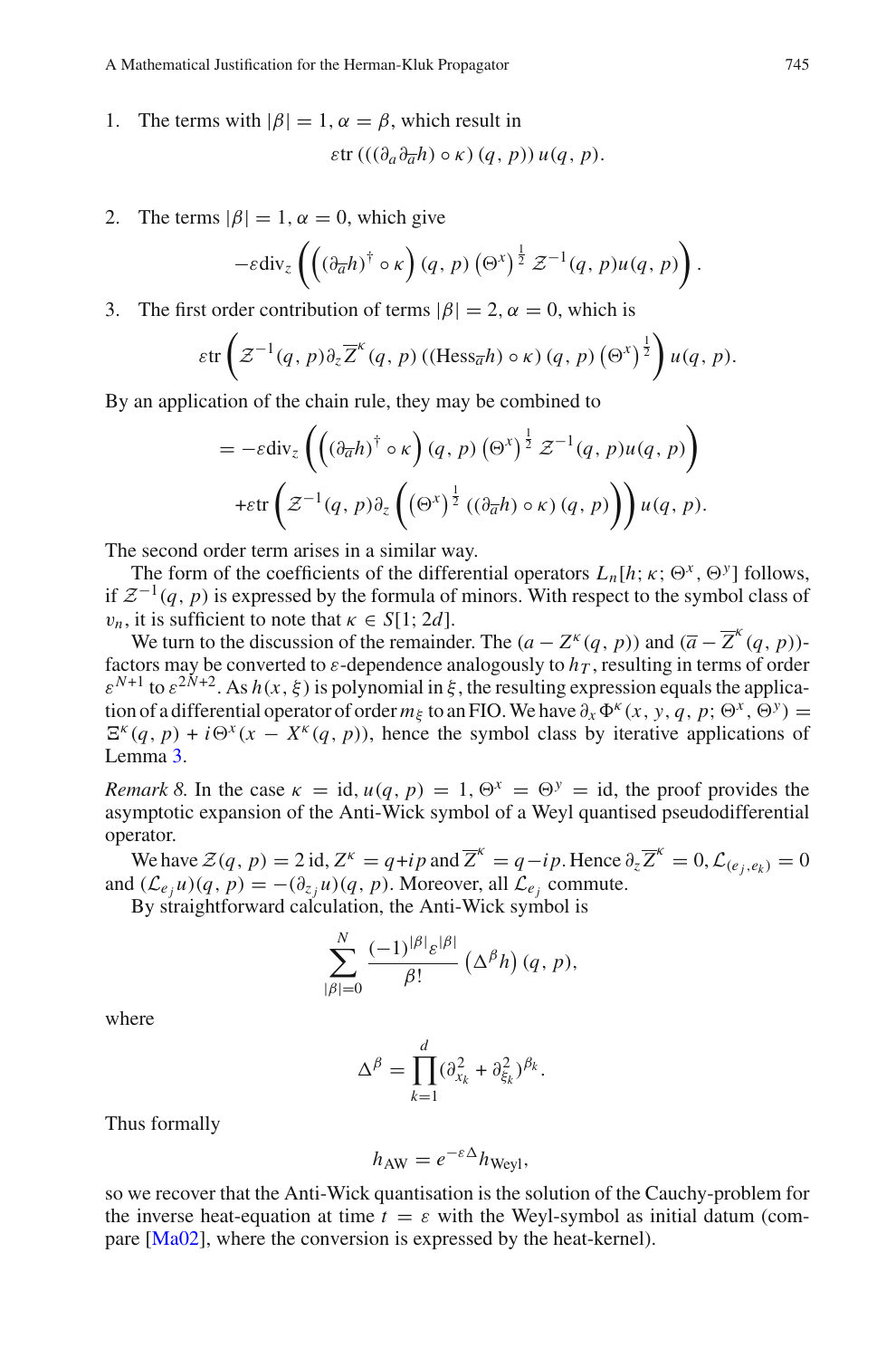1. The terms with $|\beta| = 1, \alpha = \beta$, which result in

$$\varepsilon \mathrm{tr}\left(\left((\partial_a \partial_{\overline{a}} h) \circ \kappa\right)(q, p)\right) u(q, p).$$

2. The terms $|\beta| = 1, \alpha = 0$, which give

$$-\varepsilon \mathrm{div}_z \left( \left( (\partial_{\overline{a}} h)^\dagger \circ \kappa \right)(q, p) \left(\Theta^x\right)^{\frac{1}{2}} \mathcal{Z}^{-1}(q, p) u(q, p) \right).$$

3. The first order contribution of terms $|\beta| = 2, \alpha = 0$, which is

$$\varepsilon \mathrm{tr}\left( \mathcal{Z}^{-1}(q, p) \partial_z \overline{Z}^\kappa(q, p) \left((\mathrm{Hess}_{\overline{a}} h) \circ \kappa\right)(q, p) \left(\Theta^x\right)^{\frac{1}{2}} \right) u(q, p).$$

By an application of the chain rule, they may be combined to

$$\begin{aligned} &= -\varepsilon \mathrm{div}_z \left( \left( (\partial_{\overline{a}} h)^\dagger \circ \kappa \right)(q, p) \left(\Theta^x\right)^{\frac{1}{2}} \mathcal{Z}^{-1}(q, p) u(q, p) \right) \\ &\quad + \varepsilon \mathrm{tr}\left( \mathcal{Z}^{-1}(q, p) \partial_z \left( \left(\Theta^x\right)^{\frac{1}{2}} \left((\partial_{\overline{a}} h) \circ \kappa\right)(q, p) \right) \right) u(q, p). \end{aligned}$$

The second order term arises in a similar way.

The form of the coefficients of the differential operators $L_n[h; \kappa; \Theta^x, \Theta^y]$ follows, if $\mathcal{Z}^{-1}(q, p)$ is expressed by the formula of minors. With respect to the symbol class of $v_n$, it is sufficient to note that $\kappa \in S[1; 2d]$.

We turn to the discussion of the remainder. The $(a - Z^\kappa(q, p))$ and $(\overline{a} - \overline{Z}^\kappa(q, p))$-factors may be converted to $\varepsilon$-dependence analogously to $h_T$, resulting in terms of order $\varepsilon^{N+1}$ to $\varepsilon^{2N+2}$. As $h(x, \xi)$ is polynomial in $\xi$, the resulting expression equals the application of a differential operator of order $m_\xi$ to an FIO. We have $\partial_x \Phi^\kappa(x, y, q, p; \Theta^x, \Theta^y) = \Xi^\kappa(q, p) + i\Theta^x(x - X^\kappa(q, p))$, hence the symbol class by iterative applications of Lemma 3.

*Remark 8.* In the case $\kappa = \mathrm{id}, u(q, p) = 1, \Theta^x = \Theta^y = \mathrm{id}$, the proof provides the asymptotic expansion of the Anti-Wick symbol of a Weyl quantised pseudodifferential operator.

We have $\mathcal{Z}(q, p) = 2\,\mathrm{id}$, $Z^\kappa = q + ip$ and $\overline{Z}^\kappa = q - ip$. Hence $\partial_z \overline{Z}^\kappa = 0$, $\mathcal{L}_{(e_j, e_k)} = 0$ and $(\mathcal{L}_{e_j} u)(q, p) = -(\partial_{z_j} u)(q, p)$. Moreover, all $\mathcal{L}_{e_j}$ commute.

By straightforward calculation, the Anti-Wick symbol is

$$\sum_{|\beta|=0}^{N} \frac{(-1)^{|\beta|} \varepsilon^{|\beta|}}{\beta!} \left(\Delta^\beta h\right)(q, p),$$

where

$$\Delta^\beta = \prod_{k=1}^{d} (\partial_{x_k}^2 + \partial_{\xi_k}^2)^{\beta_k}.$$

Thus formally

$$h_{\mathrm{AW}} = e^{-\varepsilon \Delta} h_{\mathrm{Weyl}},$$

so we recover that the Anti-Wick quantisation is the solution of the Cauchy-problem for the inverse heat-equation at time $t = \varepsilon$ with the Weyl-symbol as initial datum (compare [Ma02], where the conversion is expressed by the heat-kernel).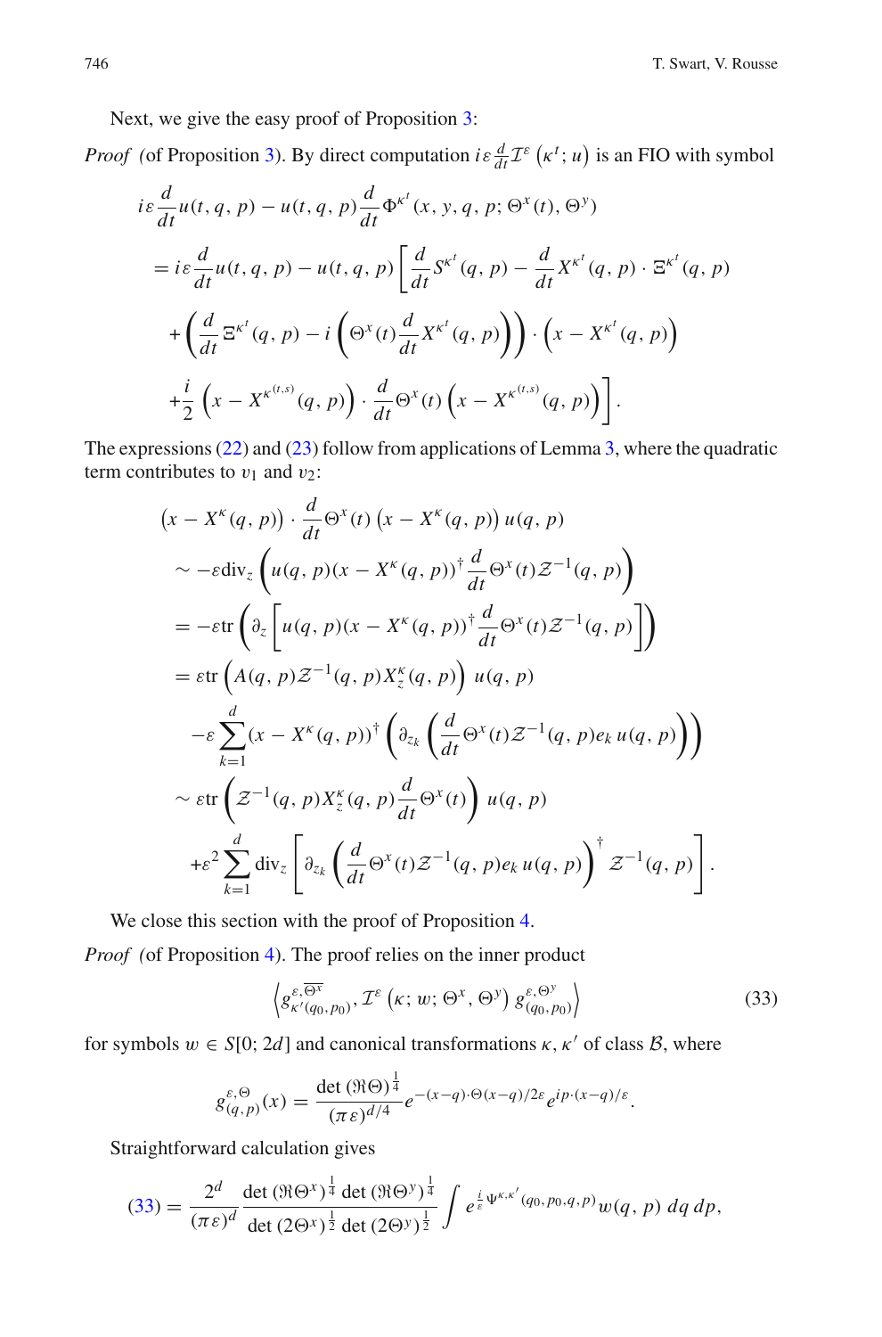Next, we give the easy proof of Proposition 3:

*Proof (*of Proposition 3). By direct computation $i\varepsilon \frac{d}{dt}\mathcal{I}^\varepsilon\left(\kappa^t; u\right)$ is an FIO with symbol

$$
\begin{aligned}
i\varepsilon &\frac{d}{dt}u(t,q,p) - u(t,q,p)\frac{d}{dt}\Phi^{\kappa^t}(x,y,q,p;\Theta^x(t),\Theta^y) \\
&= i\varepsilon\frac{d}{dt}u(t,q,p) - u(t,q,p)\left[\frac{d}{dt}S^{\kappa^t}(q,p) - \frac{d}{dt}X^{\kappa^t}(q,p)\cdot\Xi^{\kappa^t}(q,p)\right. \\
&\quad + \left(\frac{d}{dt}\Xi^{\kappa^t}(q,p) - i\left(\Theta^x(t)\frac{d}{dt}X^{\kappa^t}(q,p)\right)\right)\cdot\left(x - X^{\kappa^t}(q,p)\right) \\
&\quad \left. + \frac{i}{2}\left(x - X^{\kappa^{(t,s)}}(q,p)\right)\cdot\frac{d}{dt}\Theta^x(t)\left(x - X^{\kappa^{(t,s)}}(q,p)\right)\right].
\end{aligned}
$$

The expressions (22) and (23) follow from applications of Lemma 3, where the quadratic term contributes to $v_1$ and $v_2$:

$$
\begin{aligned}
&\left(x - X^\kappa(q,p)\right)\cdot\frac{d}{dt}\Theta^x(t)\left(x - X^\kappa(q,p)\right)u(q,p) \\
&\sim -\varepsilon\operatorname{div}_z\left(u(q,p)(x - X^\kappa(q,p))^\dagger\frac{d}{dt}\Theta^x(t)\mathcal{Z}^{-1}(q,p)\right) \\
&= -\varepsilon\operatorname{tr}\left(\partial_z\left[u(q,p)(x - X^\kappa(q,p))^\dagger\frac{d}{dt}\Theta^x(t)\mathcal{Z}^{-1}(q,p)\right]\right) \\
&= \varepsilon\operatorname{tr}\left(A(q,p)\mathcal{Z}^{-1}(q,p)X^\kappa_z(q,p)\right)u(q,p) \\
&\quad -\varepsilon\sum_{k=1}^{d}(x - X^\kappa(q,p))^\dagger\left(\partial_{z_k}\left(\frac{d}{dt}\Theta^x(t)\mathcal{Z}^{-1}(q,p)e_k\,u(q,p)\right)\right) \\
&\sim \varepsilon\operatorname{tr}\left(\mathcal{Z}^{-1}(q,p)X^\kappa_z(q,p)\frac{d}{dt}\Theta^x(t)\right)u(q,p) \\
&\quad +\varepsilon^2\sum_{k=1}^{d}\operatorname{div}_z\left[\partial_{z_k}\left(\frac{d}{dt}\Theta^x(t)\mathcal{Z}^{-1}(q,p)e_k\,u(q,p)\right)^\dagger\mathcal{Z}^{-1}(q,p)\right].
\end{aligned}
$$

We close this section with the proof of Proposition 4.

*Proof (*of Proposition 4). The proof relies on the inner product

$$
\left\langle g^{\varepsilon,\overline{\Theta^x}}_{\kappa'(q_0,p_0)}, \mathcal{I}^\varepsilon\left(\kappa; w; \Theta^x, \Theta^y\right) g^{\varepsilon,\Theta^y}_{(q_0,p_0)}\right\rangle \tag{33}
$$

for symbols $w \in S[0;2d]$ and canonical transformations $\kappa, \kappa'$ of class $\mathcal{B}$, where

$$
g^{\varepsilon,\Theta}_{(q,p)}(x) = \frac{\det(\Re\Theta)^{\frac{1}{4}}}{(\pi\varepsilon)^{d/4}}e^{-(x-q)\cdot\Theta(x-q)/2\varepsilon}e^{ip\cdot(x-q)/\varepsilon}.
$$

Straightforward calculation gives

$$
(33) = \frac{2^d}{(\pi\varepsilon)^d}\frac{\det(\Re\Theta^x)^{\frac{1}{4}}\det(\Re\Theta^y)^{\frac{1}{4}}}{\det(2\Theta^x)^{\frac{1}{2}}\det(2\Theta^y)^{\frac{1}{2}}}\int e^{\frac{i}{\varepsilon}\Psi^{\kappa,\kappa'}(q_0,p_0,q,p)}w(q,p)\,dq\,dp,
$$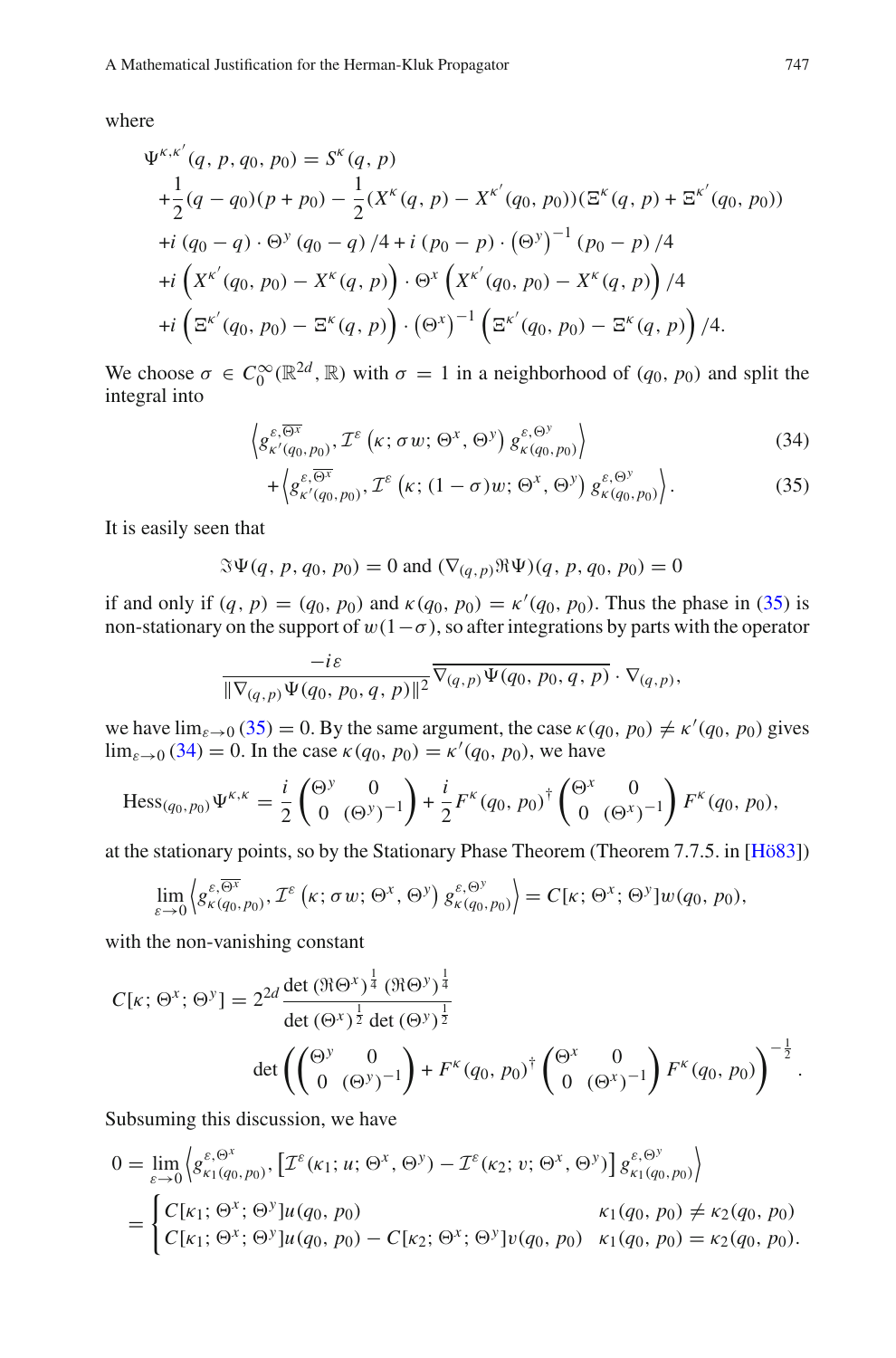where

$$
\begin{aligned}
\Psi^{\kappa,\kappa'}(q,p,q_0,p_0) &= S^{\kappa}(q,p) \\
&+\frac{1}{2}(q-q_0)(p+p_0) - \frac{1}{2}(X^{\kappa}(q,p) - X^{\kappa'}(q_0,p_0))(\Xi^{\kappa}(q,p) + \Xi^{\kappa'}(q_0,p_0)) \\
&+i\,(q_0-q)\cdot\Theta^y\,(q_0-q)/4 + i\,(p_0-p)\cdot\left(\Theta^y\right)^{-1}(p_0-p)/4 \\
&+i\left(X^{\kappa'}(q_0,p_0) - X^{\kappa}(q,p)\right)\cdot\Theta^x\left(X^{\kappa'}(q_0,p_0) - X^{\kappa}(q,p)\right)/4 \\
&+i\left(\Xi^{\kappa'}(q_0,p_0) - \Xi^{\kappa}(q,p)\right)\cdot\left(\Theta^x\right)^{-1}\left(\Xi^{\kappa'}(q_0,p_0) - \Xi^{\kappa}(q,p)\right)/4.
\end{aligned}
$$

We choose $\sigma \in C_0^\infty(\mathbb{R}^{2d},\mathbb{R})$ with $\sigma = 1$ in a neighborhood of $(q_0,p_0)$ and split the integral into

$$
\left\langle g^{\varepsilon,\overline{\Theta^x}}_{\kappa'(q_0,p_0)}, \mathcal{I}^{\varepsilon}\left(\kappa;\sigma w;\Theta^x,\Theta^y\right) g^{\varepsilon,\Theta^y}_{\kappa(q_0,p_0)}\right\rangle \tag{34}
$$

$$
+\left\langle g^{\varepsilon,\overline{\Theta^x}}_{\kappa'(q_0,p_0)}, \mathcal{I}^{\varepsilon}\left(\kappa;(1-\sigma)w;\Theta^x,\Theta^y\right) g^{\varepsilon,\Theta^y}_{\kappa(q_0,p_0)}\right\rangle. \tag{35}
$$

It is easily seen that

$$
\Im\Psi(q,p,q_0,p_0) = 0 \text{ and } (\nabla_{(q,p)}\Re\Psi)(q,p,q_0,p_0) = 0
$$

if and only if $(q,p) = (q_0,p_0)$ and $\kappa(q_0,p_0) = \kappa'(q_0,p_0)$. Thus the phase in (35) is non-stationary on the support of $w(1-\sigma)$, so after integrations by parts with the operator

$$
\frac{-i\varepsilon}{\|\nabla_{(q,p)}\Psi(q_0,p_0,q,p)\|^2}\overline{\nabla_{(q,p)}\Psi(q_0,p_0,q,p)}\cdot\nabla_{(q,p)},
$$

we have $\lim_{\varepsilon\to 0}$ (35) $= 0$. By the same argument, the case $\kappa(q_0,p_0) \neq \kappa'(q_0,p_0)$ gives $\lim_{\varepsilon\to 0}$ (34) $= 0$. In the case $\kappa(q_0,p_0) = \kappa'(q_0,p_0)$, we have

$$
\mathrm{Hess}_{(q_0,p_0)}\Psi^{\kappa,\kappa} = \frac{i}{2}\begin{pmatrix}\Theta^y & 0\\ 0 & (\Theta^y)^{-1}\end{pmatrix} + \frac{i}{2}F^{\kappa}(q_0,p_0)^{\dagger}\begin{pmatrix}\Theta^x & 0\\ 0 & (\Theta^x)^{-1}\end{pmatrix}F^{\kappa}(q_0,p_0),
$$

at the stationary points, so by the Stationary Phase Theorem (Theorem 7.7.5. in [Hö83])

$$
\lim_{\varepsilon\to 0}\left\langle g^{\varepsilon,\overline{\Theta^x}}_{\kappa(q_0,p_0)}, \mathcal{I}^{\varepsilon}\left(\kappa;\sigma w;\Theta^x,\Theta^y\right) g^{\varepsilon,\Theta^y}_{\kappa(q_0,p_0)}\right\rangle = C[\kappa;\Theta^x;\Theta^y]w(q_0,p_0),
$$

with the non-vanishing constant

$$
\begin{aligned}
C[\kappa;\Theta^x;\Theta^y] = 2^{2d}\frac{\det(\Re\Theta^x)^{\frac{1}{4}}\,(\Re\Theta^y)^{\frac{1}{4}}}{\det(\Theta^x)^{\frac{1}{2}}\det(\Theta^y)^{\frac{1}{2}}} \\
\det\left(\begin{pmatrix}\Theta^y & 0\\ 0 & (\Theta^y)^{-1}\end{pmatrix} + F^{\kappa}(q_0,p_0)^{\dagger}\begin{pmatrix}\Theta^x & 0\\ 0 & (\Theta^x)^{-1}\end{pmatrix}F^{\kappa}(q_0,p_0)\right)^{-\frac{1}{2}}.
\end{aligned}
$$

Subsuming this discussion, we have

$$
\begin{aligned}
0 &= \lim_{\varepsilon\to 0}\left\langle g^{\varepsilon,\Theta^x}_{\kappa_1(q_0,p_0)}, \left[\mathcal{I}^{\varepsilon}(\kappa_1;u;\Theta^x,\Theta^y) - \mathcal{I}^{\varepsilon}(\kappa_2;v;\Theta^x,\Theta^y)\right] g^{\varepsilon,\Theta^y}_{\kappa_1(q_0,p_0)}\right\rangle \\
&= \begin{cases} C[\kappa_1;\Theta^x;\Theta^y]u(q_0,p_0) & \kappa_1(q_0,p_0) \neq \kappa_2(q_0,p_0)\\ C[\kappa_1;\Theta^x;\Theta^y]u(q_0,p_0) - C[\kappa_2;\Theta^x;\Theta^y]v(q_0,p_0) & \kappa_1(q_0,p_0) = \kappa_2(q_0,p_0).\end{cases}
\end{aligned}
$$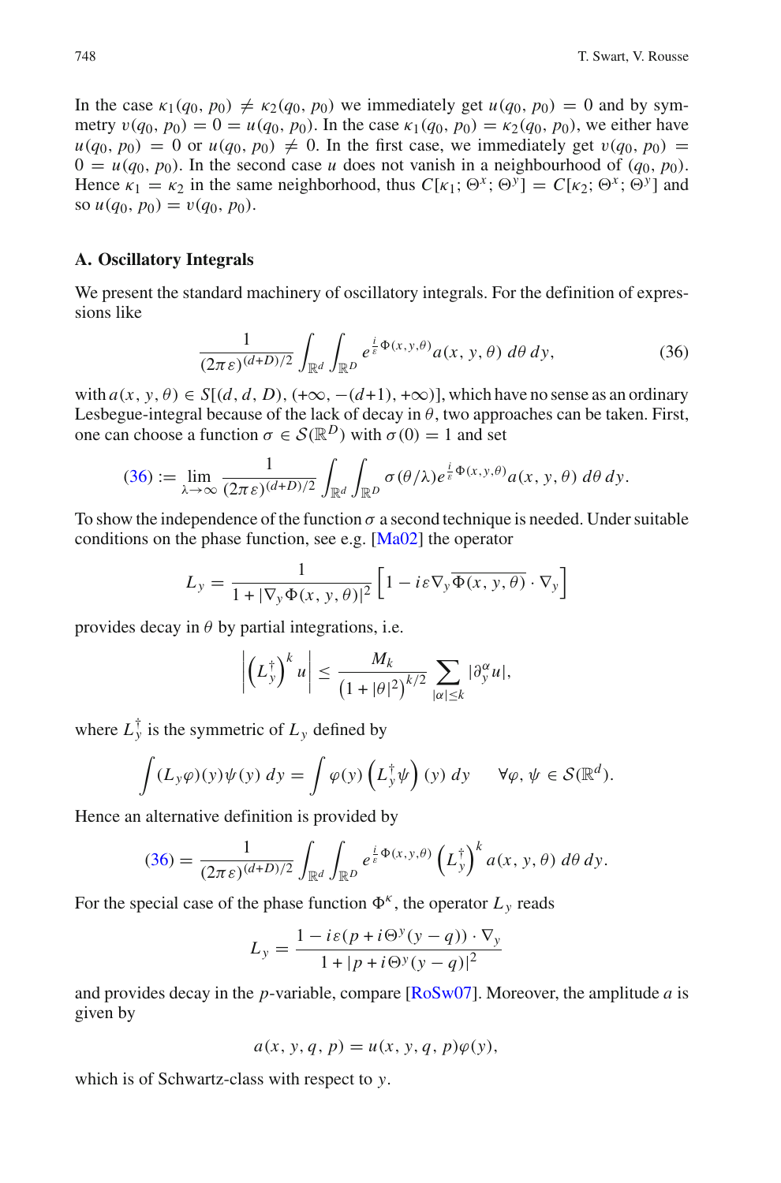In the case $\kappa_1(q_0, p_0) \neq \kappa_2(q_0, p_0)$ we immediately get $u(q_0, p_0) = 0$ and by symmetry $v(q_0, p_0) = 0 = u(q_0, p_0)$. In the case $\kappa_1(q_0, p_0) = \kappa_2(q_0, p_0)$, we either have $u(q_0, p_0) = 0$ or $u(q_0, p_0) \neq 0$. In the first case, we immediately get $v(q_0, p_0) = 0 = u(q_0, p_0)$. In the second case $u$ does not vanish in a neighbourhood of $(q_0, p_0)$. Hence $\kappa_1 = \kappa_2$ in the same neighborhood, thus $C[\kappa_1; \Theta^x; \Theta^y] = C[\kappa_2; \Theta^x; \Theta^y]$ and so $u(q_0, p_0) = v(q_0, p_0)$.

## A. Oscillatory Integrals

We present the standard machinery of oscillatory integrals. For the definition of expressions like

$$\frac{1}{(2\pi\varepsilon)^{(d+D)/2}} \int_{\mathbb{R}^d} \int_{\mathbb{R}^D} e^{\frac{i}{\varepsilon}\Phi(x,y,\theta)} a(x, y, \theta)\, d\theta\, dy, \tag{36}$$

with $a(x, y, \theta) \in S[(d, d, D), (+\infty, -(d+1), +\infty)]$, which have no sense as an ordinary Lesbegue-integral because of the lack of decay in $\theta$, two approaches can be taken. First, one can choose a function $\sigma \in \mathcal{S}(\mathbb{R}^D)$ with $\sigma(0) = 1$ and set

$$(36) := \lim_{\lambda \to \infty} \frac{1}{(2\pi\varepsilon)^{(d+D)/2}} \int_{\mathbb{R}^d} \int_{\mathbb{R}^D} \sigma(\theta/\lambda) e^{\frac{i}{\varepsilon}\Phi(x,y,\theta)} a(x, y, \theta)\, d\theta\, dy.$$

To show the independence of the function $\sigma$ a second technique is needed. Under suitable conditions on the phase function, see e.g. [Ma02] the operator

$$L_y = \frac{1}{1 + |\nabla_y \Phi(x, y, \theta)|^2} \left[1 - i\varepsilon \nabla_y \overline{\Phi(x, y, \theta)} \cdot \nabla_y\right]$$

provides decay in $\theta$ by partial integrations, i.e.

$$\left| \left(L_y^\dagger\right)^k u \right| \leq \frac{M_k}{\left(1 + |\theta|^2\right)^{k/2}} \sum_{|\alpha| \leq k} |\partial_y^\alpha u|,$$

where $L_y^\dagger$ is the symmetric of $L_y$ defined by

$$\int (L_y \varphi)(y) \psi(y)\, dy = \int \varphi(y) \left(L_y^\dagger \psi\right)(y)\, dy \qquad \forall \varphi, \psi \in \mathcal{S}(\mathbb{R}^d).$$

Hence an alternative definition is provided by

$$(36) = \frac{1}{(2\pi\varepsilon)^{(d+D)/2}} \int_{\mathbb{R}^d} \int_{\mathbb{R}^D} e^{\frac{i}{\varepsilon}\Phi(x,y,\theta)} \left(L_y^\dagger\right)^k a(x, y, \theta)\, d\theta\, dy.$$

For the special case of the phase function $\Phi^\kappa$, the operator $L_y$ reads

$$L_y = \frac{1 - i\varepsilon(p + i\Theta^y(y - q)) \cdot \nabla_y}{1 + |p + i\Theta^y(y - q)|^2}$$

and provides decay in the $p$-variable, compare [RoSw07]. Moreover, the amplitude $a$ is given by

$$a(x, y, q, p) = u(x, y, q, p)\varphi(y),$$

which is of Schwartz-class with respect to $y$.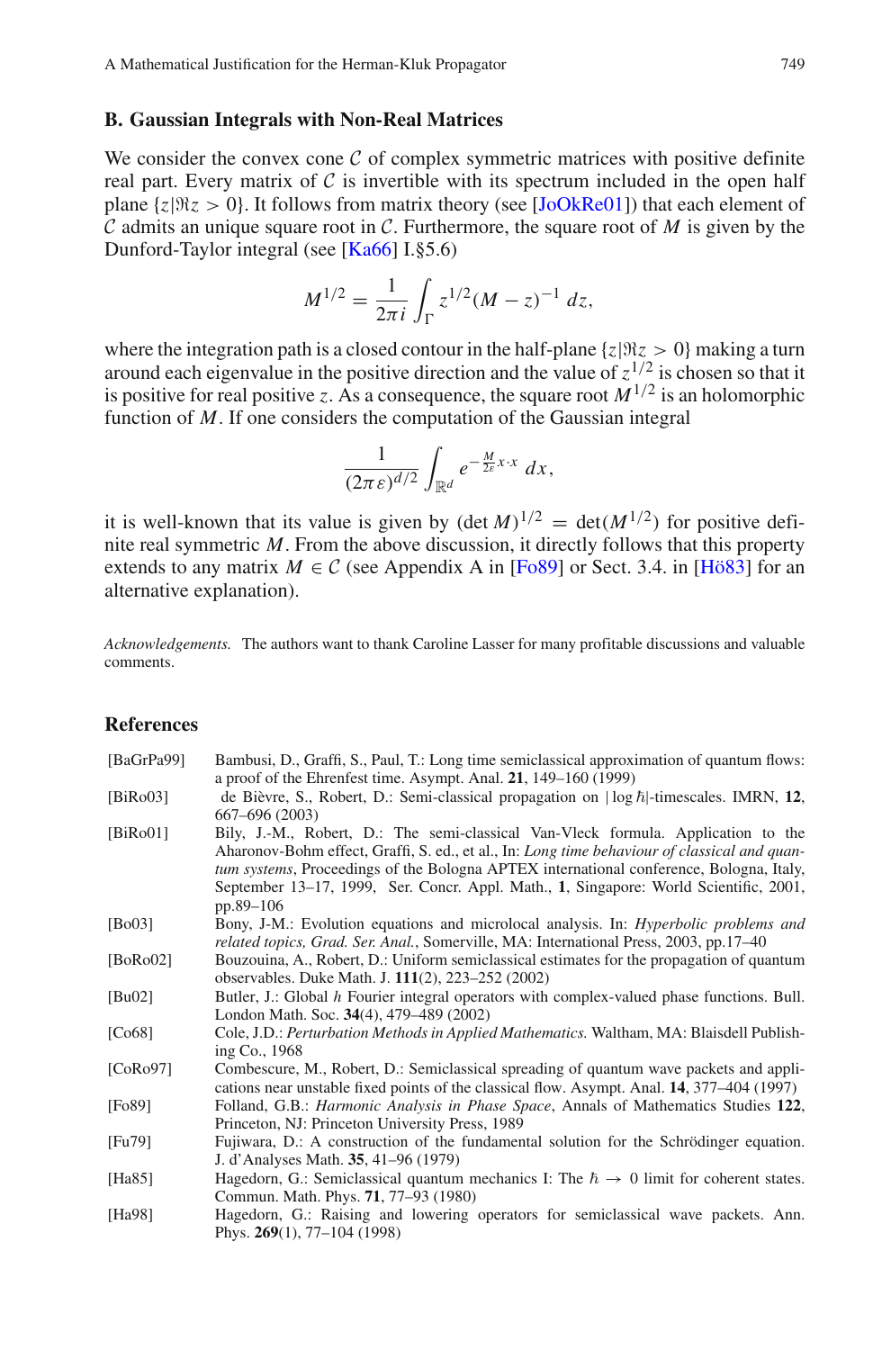## B. Gaussian Integrals with Non-Real Matrices

We consider the convex cone $\mathcal{C}$ of complex symmetric matrices with positive definite real part. Every matrix of $\mathcal{C}$ is invertible with its spectrum included in the open half plane $\{z|\Re z > 0\}$. It follows from matrix theory (see [JoOkRe01]) that each element of $\mathcal{C}$ admits an unique square root in $\mathcal{C}$. Furthermore, the square root of $M$ is given by the Dunford-Taylor integral (see [Ka66] I.§5.6)

$$M^{1/2} = \frac{1}{2\pi i} \int_\Gamma z^{1/2}(M - z)^{-1} \, dz,$$

where the integration path is a closed contour in the half-plane $\{z|\Re z > 0\}$ making a turn around each eigenvalue in the positive direction and the value of $z^{1/2}$ is chosen so that it is positive for real positive $z$. As a consequence, the square root $M^{1/2}$ is an holomorphic function of $M$. If one considers the computation of the Gaussian integral

$$\frac{1}{(2\pi\varepsilon)^{d/2}} \int_{\mathbb{R}^d} e^{-\frac{M}{2\varepsilon}x \cdot x} \, dx,$$

it is well-known that its value is given by $(\det M)^{1/2} = \det(M^{1/2})$ for positive definite real symmetric $M$. From the above discussion, it directly follows that this property extends to any matrix $M \in \mathcal{C}$ (see Appendix A in [Fo89] or Sect. 3.4. in [Hö83] for an alternative explanation).

*Acknowledgements.* The authors want to thank Caroline Lasser for many profitable discussions and valuable comments.

## References

- [BaGrPa99] Bambusi, D., Graffi, S., Paul, T.: Long time semiclassical approximation of quantum flows: a proof of the Ehrenfest time. Asympt. Anal. **21**, 149–160 (1999)
- [BiRo03] de Bièvre, S., Robert, D.: Semi-classical propagation on $|\log \hbar|$-timescales. IMRN, **12**, 667–696 (2003)
- [BiRo01] Bily, J.-M., Robert, D.: The semi-classical Van-Vleck formula. Application to the Aharonov-Bohm effect, Graffi, S. ed., et al., In: *Long time behaviour of classical and quantum systems*, Proceedings of the Bologna APTEX international conference, Bologna, Italy, September 13–17, 1999, Ser. Concr. Appl. Math., **1**, Singapore: World Scientific, 2001, pp.89–106
- [Bo03] Bony, J-M.: Evolution equations and microlocal analysis. In: *Hyperbolic problems and related topics, Grad. Ser. Anal.*, Somerville, MA: International Press, 2003, pp.17–40
- [BoRo02] Bouzouina, A., Robert, D.: Uniform semiclassical estimates for the propagation of quantum observables. Duke Math. J. **111**(2), 223–252 (2002)
- [Bu02] Butler, J.: Global $h$ Fourier integral operators with complex-valued phase functions. Bull. London Math. Soc. **34**(4), 479–489 (2002)
- [Co68] Cole, J.D.: *Perturbation Methods in Applied Mathematics.* Waltham, MA: Blaisdell Publishing Co., 1968
- [CoRo97] Combescure, M., Robert, D.: Semiclassical spreading of quantum wave packets and applications near unstable fixed points of the classical flow. Asympt. Anal. **14**, 377–404 (1997)
- [Fo89] Folland, G.B.: *Harmonic Analysis in Phase Space*, Annals of Mathematics Studies **122**, Princeton, NJ: Princeton University Press, 1989
- [Fu79] Fujiwara, D.: A construction of the fundamental solution for the Schrödinger equation. J. d'Analyses Math. **35**, 41–96 (1979)
- [Ha85] Hagedorn, G.: Semiclassical quantum mechanics I: The $\hbar \to 0$ limit for coherent states. Commun. Math. Phys. **71**, 77–93 (1980)
- [Ha98] Hagedorn, G.: Raising and lowering operators for semiclassical wave packets. Ann. Phys. **269**(1), 77–104 (1998)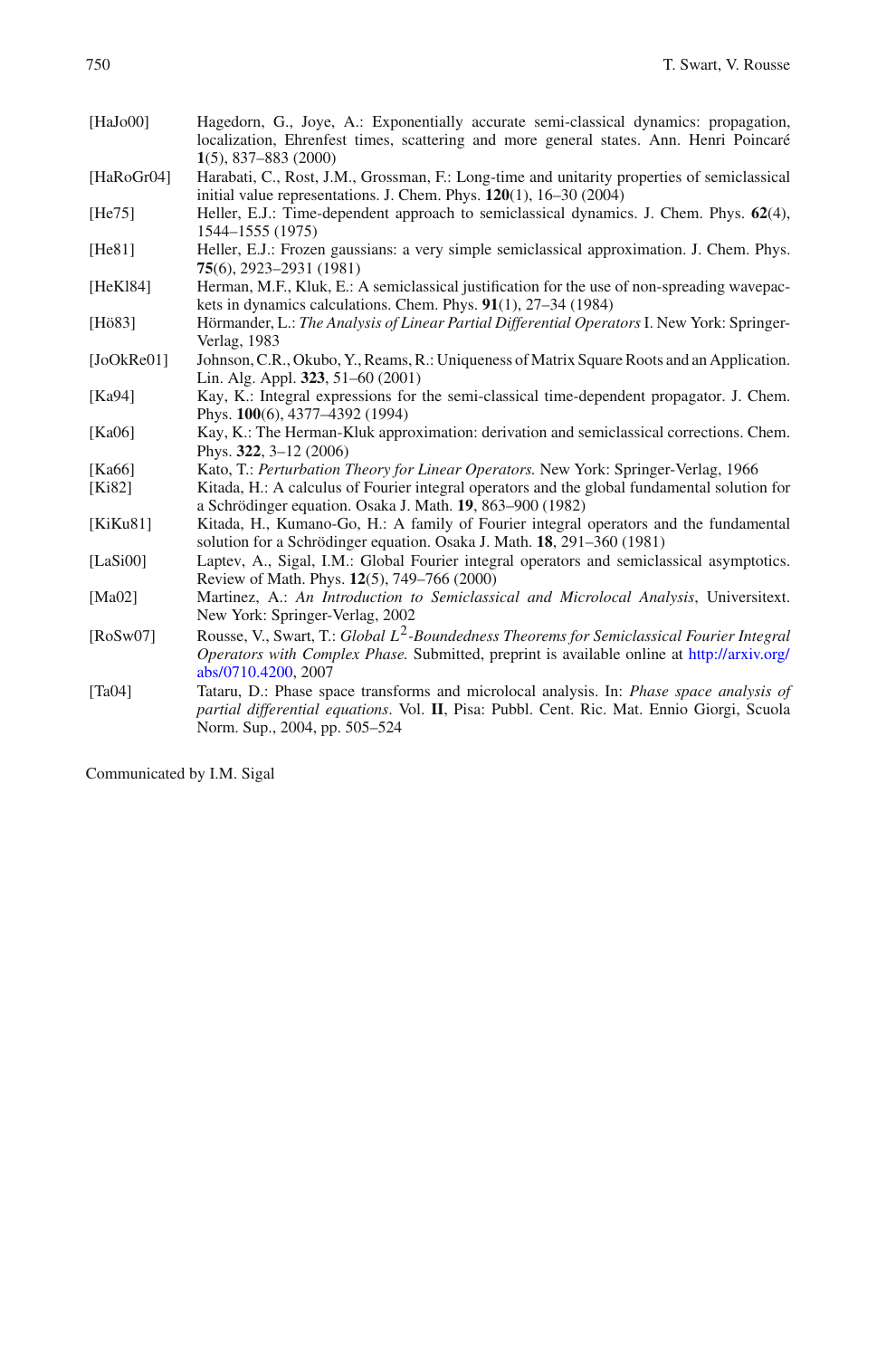[HaJo00] Hagedorn, G., Joye, A.: Exponentially accurate semi-classical dynamics: propagation, localization, Ehrenfest times, scattering and more general states. Ann. Henri Poincaré **1**(5), 837–883 (2000)

[HaRoGr04] Harabati, C., Rost, J.M., Grossman, F.: Long-time and unitarity properties of semiclassical initial value representations. J. Chem. Phys. **120**(1), 16–30 (2004)

[He75] Heller, E.J.: Time-dependent approach to semiclassical dynamics. J. Chem. Phys. **62**(4), 1544–1555 (1975)

[He81] Heller, E.J.: Frozen gaussians: a very simple semiclassical approximation. J. Chem. Phys. **75**(6), 2923–2931 (1981)

[HeKl84] Herman, M.F., Kluk, E.: A semiclassical justification for the use of non-spreading wavepackets in dynamics calculations. Chem. Phys. **91**(1), 27–34 (1984)

[Hö83] Hörmander, L.: *The Analysis of Linear Partial Differential Operators* I. New York: Springer-Verlag, 1983

[JoOkRe01] Johnson, C.R., Okubo, Y., Reams, R.: Uniqueness of Matrix Square Roots and an Application. Lin. Alg. Appl. **323**, 51–60 (2001)

[Ka94] Kay, K.: Integral expressions for the semi-classical time-dependent propagator. J. Chem. Phys. **100**(6), 4377–4392 (1994)

[Ka06] Kay, K.: The Herman-Kluk approximation: derivation and semiclassical corrections. Chem. Phys. **322**, 3–12 (2006)

[Ka66] Kato, T.: *Perturbation Theory for Linear Operators.* New York: Springer-Verlag, 1966

[Ki82] Kitada, H.: A calculus of Fourier integral operators and the global fundamental solution for a Schrödinger equation. Osaka J. Math. **19**, 863–900 (1982)

[KiKu81] Kitada, H., Kumano-Go, H.: A family of Fourier integral operators and the fundamental solution for a Schrödinger equation. Osaka J. Math. **18**, 291–360 (1981)

[LaSi00] Laptev, A., Sigal, I.M.: Global Fourier integral operators and semiclassical asymptotics. Review of Math. Phys. **12**(5), 749–766 (2000)

[Ma02] Martinez, A.: *An Introduction to Semiclassical and Microlocal Analysis*, Universitext. New York: Springer-Verlag, 2002

[RoSw07] Rousse, V., Swart, T.: *Global $L^2$-Boundedness Theorems for Semiclassical Fourier Integral Operators with Complex Phase.* Submitted, preprint is available online at http://arxiv.org/abs/0710.4200, 2007

[Ta04] Tataru, D.: Phase space transforms and microlocal analysis. In: *Phase space analysis of partial differential equations*. Vol. **II**, Pisa: Pubbl. Cent. Ric. Mat. Ennio Giorgi, Scuola Norm. Sup., 2004, pp. 505–524

Communicated by I.M. Sigal